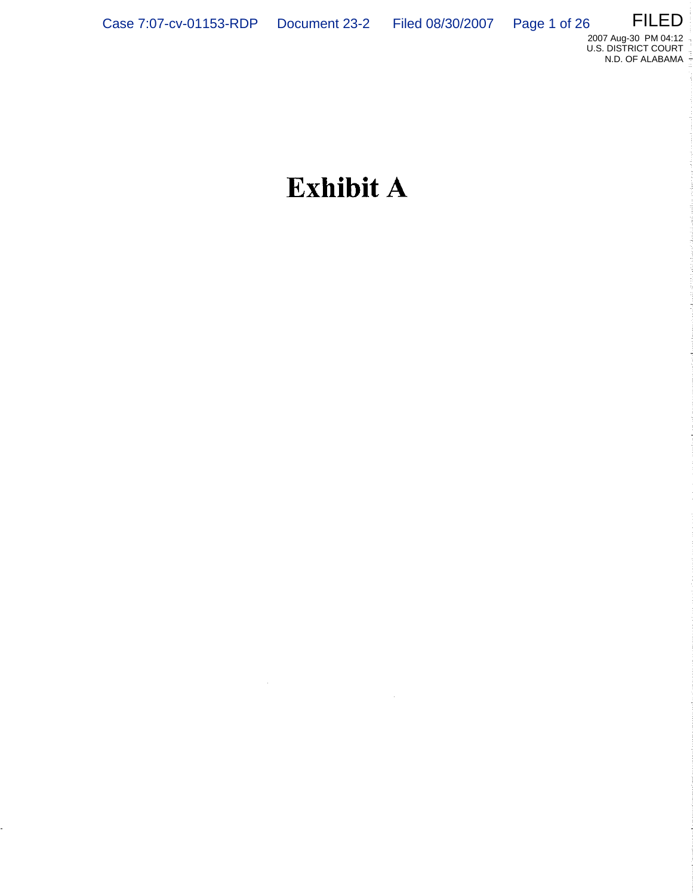# Exhibit A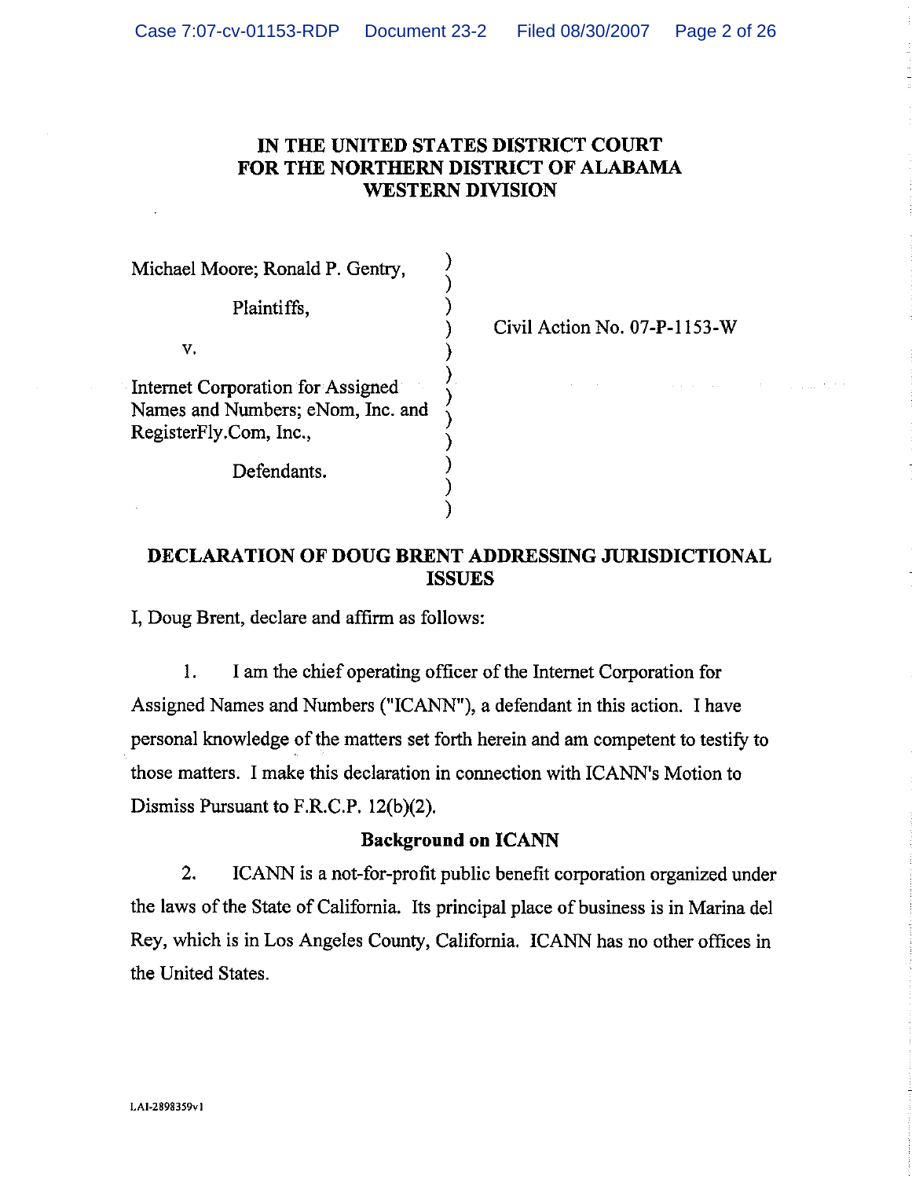# IN THE UNITED STATES DISTRICT COURT FOR THE NORTHERN DISTRICT OF ALABAMA WESTERN DIVISION

Michael Moore; Ronald P. Gentry,

Plaintiffs,

v.

Internet Corporation for Assigned Names and Numbers; eNom, Inc. and RegisterFly.Com, Inc.,

Defendants.

Civil Action No. 07-P-1153-W

## DECLARATION OF DOUG BRENT ADDRESSING JURISDICTIONAL ISSUES

I, Doug Brent, declare and affirm as follows:

1. I am the chief operating officer of the Internet Corporation for Assigned Names and Numbers ("ICANN"), a defendant in this action. I have personal knowledge of the matters set forth herein and am competent to testify to those matters. I make this declaration in connection with ICANN's Motion to Dismiss Pursuant to F.R.C.P. 12(b)(2).

### Background on ICANN

2. ICANN is a not-for-profit public benefit corporation organized under the laws of the State of California. Its principal place of business is in Marina del Rey, which is in Los Angeles County, California. ICANN has no other offices in the United States.

LAI-2898359v1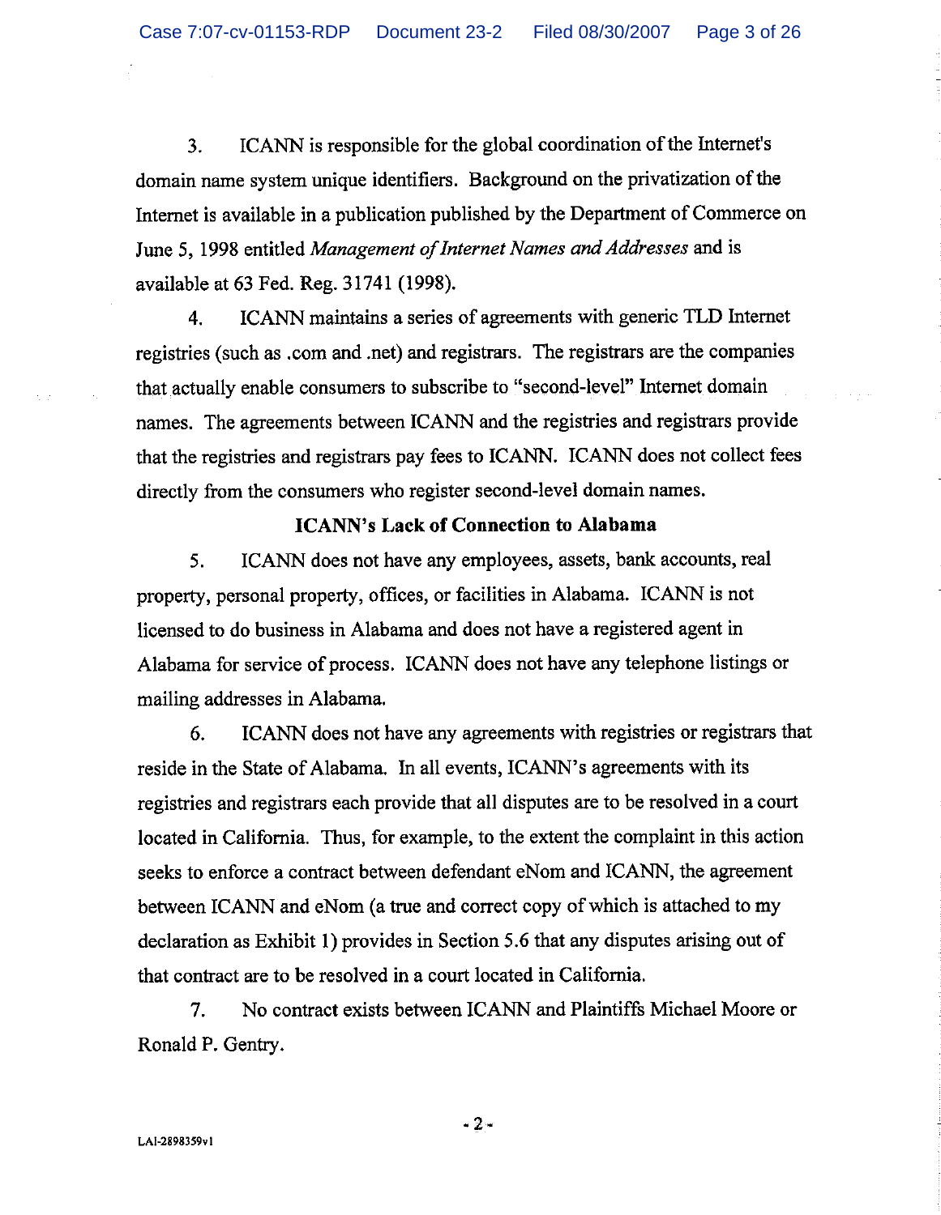3. ICANN is responsible for the global coordination of the Internet's domain name system unique identifiers. Background on the privatization of the Internet is available in a publication published by the Department of Commerce on June 5, 1998 entitled *Management of Internet Names and Addresses* and is available at 63 Fed. Reg. 31741 (1998).

4. ICANN maintains a series of agreements with generic TLD Internet registries (such as .com and .net) and registrars. The registrars are the companies that actually enable consumers to subscribe to "second-level" Internet domain names. The agreements between ICANN and the registries and registrars provide that the registries and registrars pay fees to ICANN. ICANN does not collect fees directly from the consumers who register second-level domain names.

**ICANN's Lack of Connection to Alabama**

5. ICANN does not have any employees, assets, bank accounts, real property, personal property, offices, or facilities in Alabama. ICANN is not licensed to do business in Alabama and does not have a registered agent in Alabama for service of process. ICANN does not have any telephone listings or mailing addresses in Alabama.

6. ICANN does not have any agreements with registries or registrars that reside in the State of Alabama. In all events, ICANN's agreements with its registries and registrars each provide that all disputes are to be resolved in a court located in California. Thus, for example, to the extent the complaint in this action seeks to enforce a contract between defendant eNom and ICANN, the agreement between ICANN and eNom (a true and correct copy of which is attached to my declaration as Exhibit 1) provides in Section 5.6 that any disputes arising out of that contract are to be resolved in a court located in California.

7. No contract exists between ICANN and Plaintiffs Michael Moore or Ronald P. Gentry.

LAI-2898359v1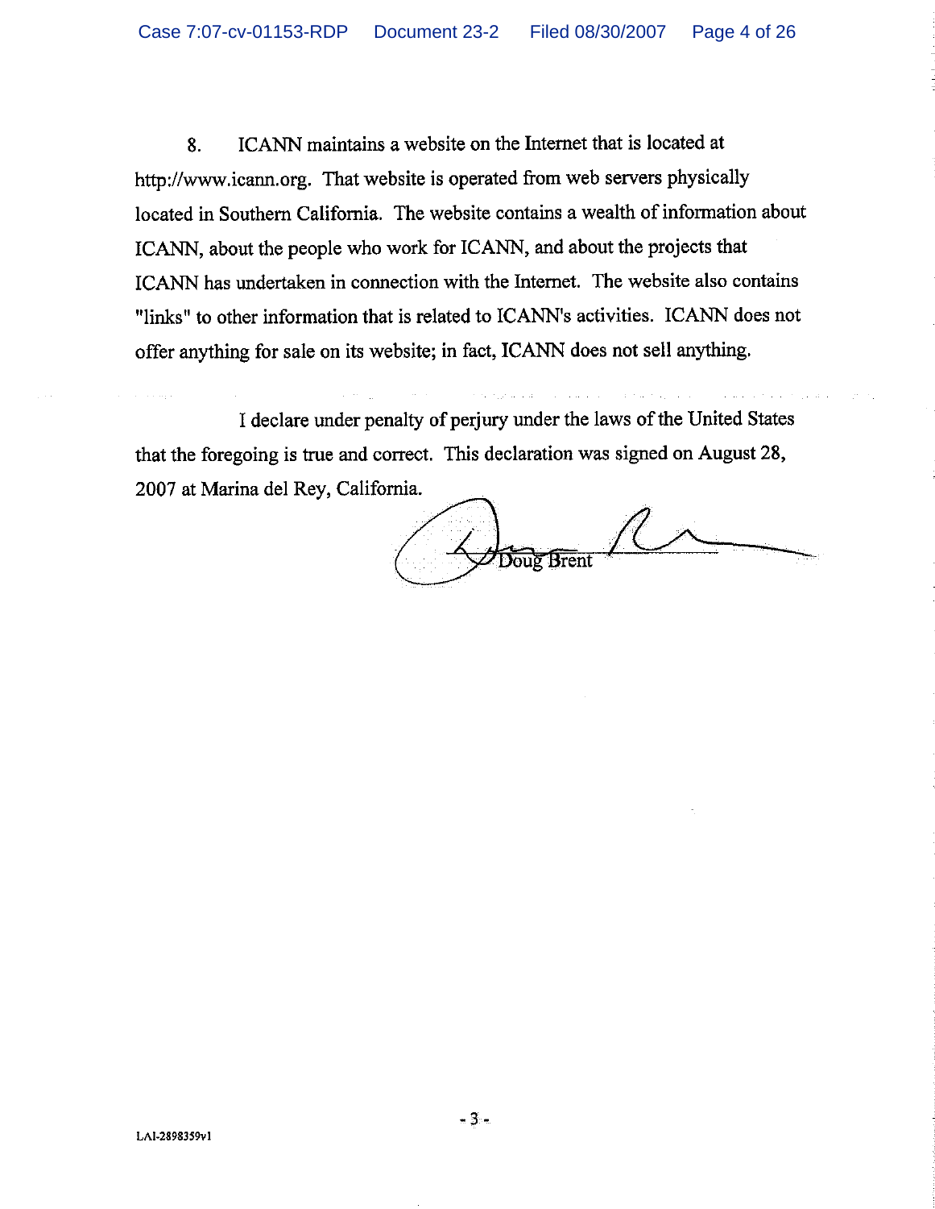8. ICANN maintains a website on the Internet that is located at http://www.icann.org. That website is operated from web servers physically located in Southern California. The website contains a wealth of information about ICANN, about the people who work for ICANN, and about the projects that ICANN has undertaken in connection with the Internet. The website also contains "links" to other information that is related to ICANN's activities. ICANN does not offer anything for sale on its website; in fact, ICANN does not sell anything.

I declare under penalty of perjury under the laws of the United States that the foregoing is true and correct. This declaration was signed on August 28, 2007 at Marina del Rey, California.

Doug Brent

LAI-2898359v1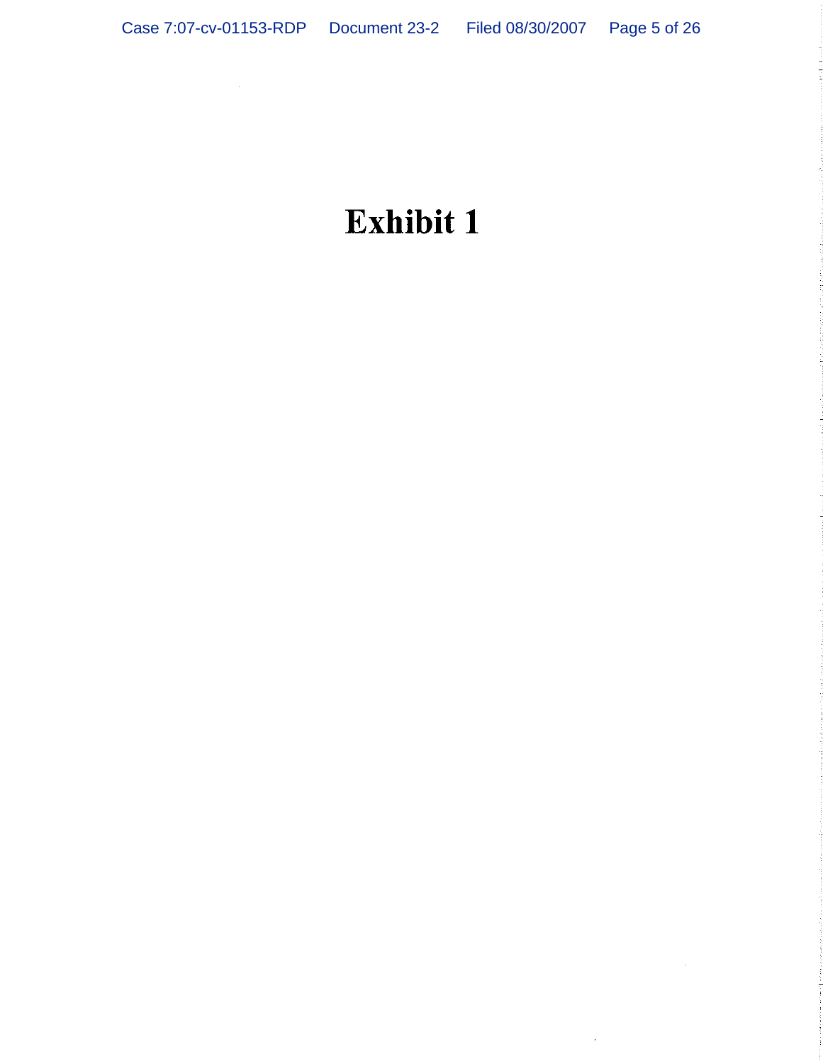# Exhibit 1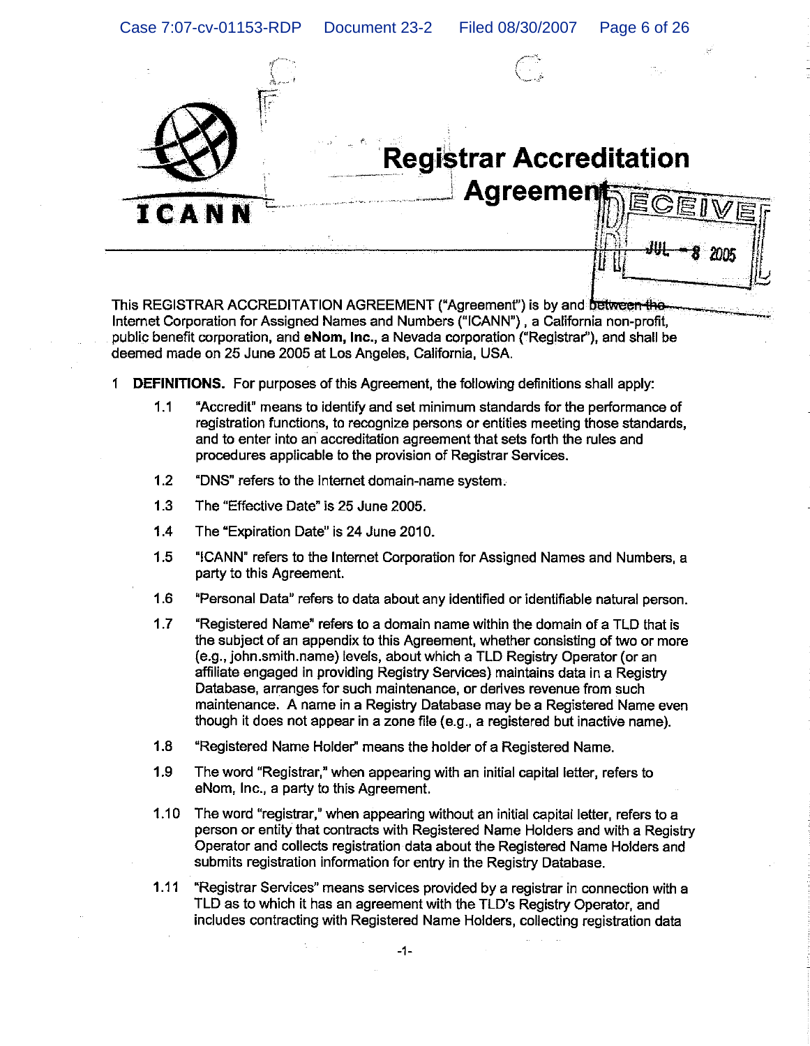# Registrar Accreditation Agreement

This REGISTRAR ACCREDITATION AGREEMENT ("Agreement") is by and between the Internet Corporation for Assigned Names and Numbers ("ICANN"), a California non-profit, public benefit corporation, and **eNom, Inc.**, a Nevada corporation ("Registrar"), and shall be deemed made on 25 June 2005 at Los Angeles, California, USA.

1 **DEFINITIONS.** For purposes of this Agreement, the following definitions shall apply:

1.1 "Accredit" means to identify and set minimum standards for the performance of registration functions, to recognize persons or entities meeting those standards, and to enter into an accreditation agreement that sets forth the rules and procedures applicable to the provision of Registrar Services.

1.2 "DNS" refers to the Internet domain-name system.

1.3 The "Effective Date" is 25 June 2005.

1.4 The "Expiration Date" is 24 June 2010.

1.5 "ICANN" refers to the Internet Corporation for Assigned Names and Numbers, a party to this Agreement.

1.6 "Personal Data" refers to data about any identified or identifiable natural person.

1.7 "Registered Name" refers to a domain name within the domain of a TLD that is the subject of an appendix to this Agreement, whether consisting of two or more (e.g., john.smith.name) levels, about which a TLD Registry Operator (or an affiliate engaged in providing Registry Services) maintains data in a Registry Database, arranges for such maintenance, or derives revenue from such maintenance. A name in a Registry Database may be a Registered Name even though it does not appear in a zone file (e.g., a registered but inactive name).

1.8 "Registered Name Holder" means the holder of a Registered Name.

1.9 The word "Registrar," when appearing with an initial capital letter, refers to eNom, Inc., a party to this Agreement.

1.10 The word "registrar," when appearing without an initial capital letter, refers to a person or entity that contracts with Registered Name Holders and with a Registry Operator and collects registration data about the Registered Name Holders and submits registration information for entry in the Registry Database.

1.11 "Registrar Services" means services provided by a registrar in connection with a TLD as to which it has an agreement with the TLD's Registry Operator, and includes contracting with Registered Name Holders, collecting registration data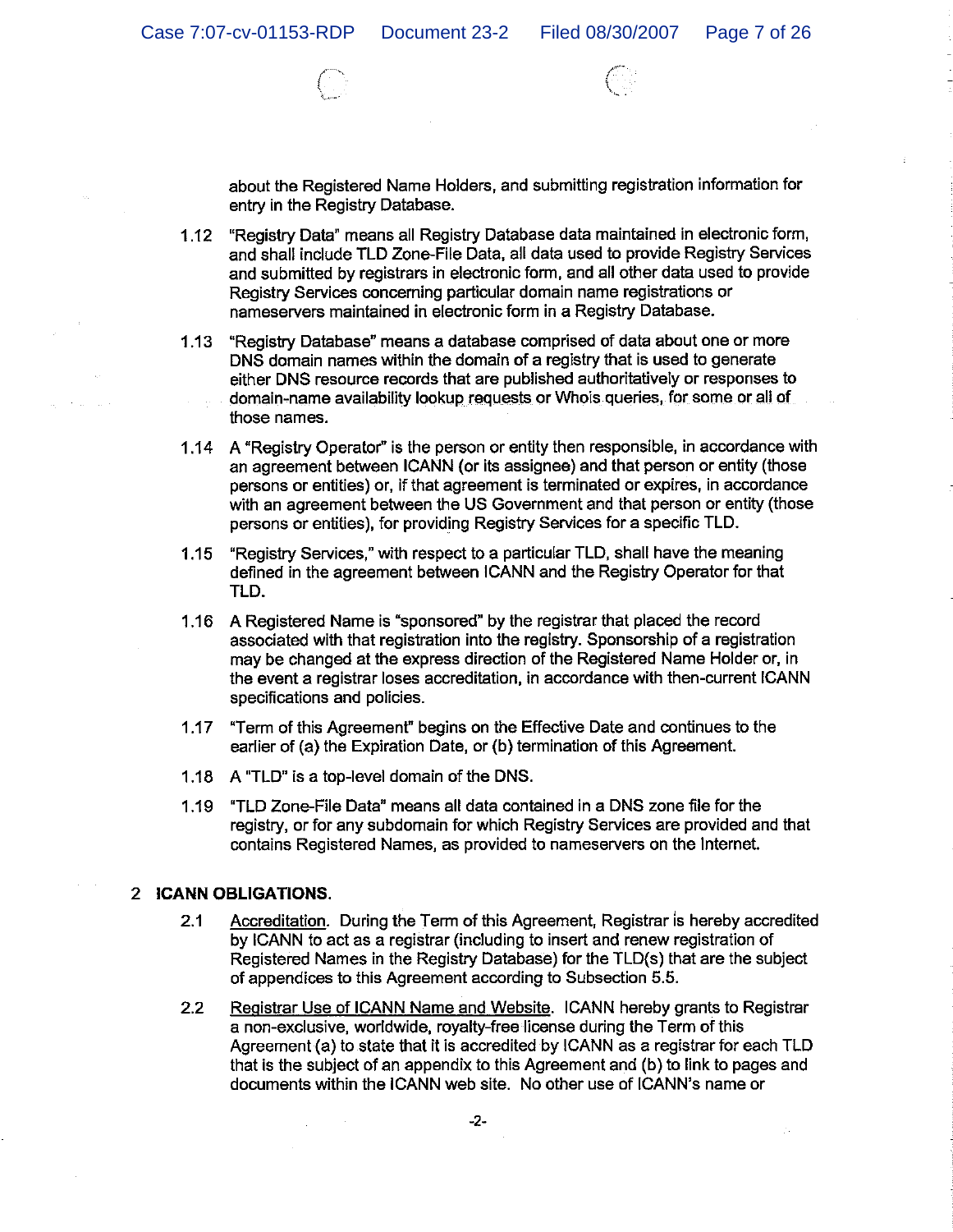about the Registered Name Holders, and submitting registration information for entry in the Registry Database.

1.12 "Registry Data" means all Registry Database data maintained in electronic form, and shall include TLD Zone-File Data, all data used to provide Registry Services and submitted by registrars in electronic form, and all other data used to provide Registry Services concerning particular domain name registrations or nameservers maintained in electronic form in a Registry Database.

1.13 "Registry Database" means a database comprised of data about one or more DNS domain names within the domain of a registry that is used to generate either DNS resource records that are published authoritatively or responses to domain-name availability lookup requests or Whois queries, for some or all of those names.

1.14 A "Registry Operator" is the person or entity then responsible, in accordance with an agreement between ICANN (or its assignee) and that person or entity (those persons or entities) or, if that agreement is terminated or expires, in accordance with an agreement between the US Government and that person or entity (those persons or entities), for providing Registry Services for a specific TLD.

1.15 "Registry Services," with respect to a particular TLD, shall have the meaning defined in the agreement between ICANN and the Registry Operator for that TLD.

1.16 A Registered Name is "sponsored" by the registrar that placed the record associated with that registration into the registry. Sponsorship of a registration may be changed at the express direction of the Registered Name Holder or, in the event a registrar loses accreditation, in accordance with then-current ICANN specifications and policies.

1.17 "Term of this Agreement" begins on the Effective Date and continues to the earlier of (a) the Expiration Date, or (b) termination of this Agreement.

1.18 A "TLD" is a top-level domain of the DNS.

1.19 "TLD Zone-File Data" means all data contained in a DNS zone file for the registry, or for any subdomain for which Registry Services are provided and that contains Registered Names, as provided to nameservers on the Internet.

## 2 ICANN OBLIGATIONS.

2.1 Accreditation. During the Term of this Agreement, Registrar is hereby accredited by ICANN to act as a registrar (including to insert and renew registration of Registered Names in the Registry Database) for the TLD(s) that are the subject of appendices to this Agreement according to Subsection 5.5.

2.2 Registrar Use of ICANN Name and Website. ICANN hereby grants to Registrar a non-exclusive, worldwide, royalty-free license during the Term of this Agreement (a) to state that it is accredited by ICANN as a registrar for each TLD that is the subject of an appendix to this Agreement and (b) to link to pages and documents within the ICANN web site. No other use of ICANN's name or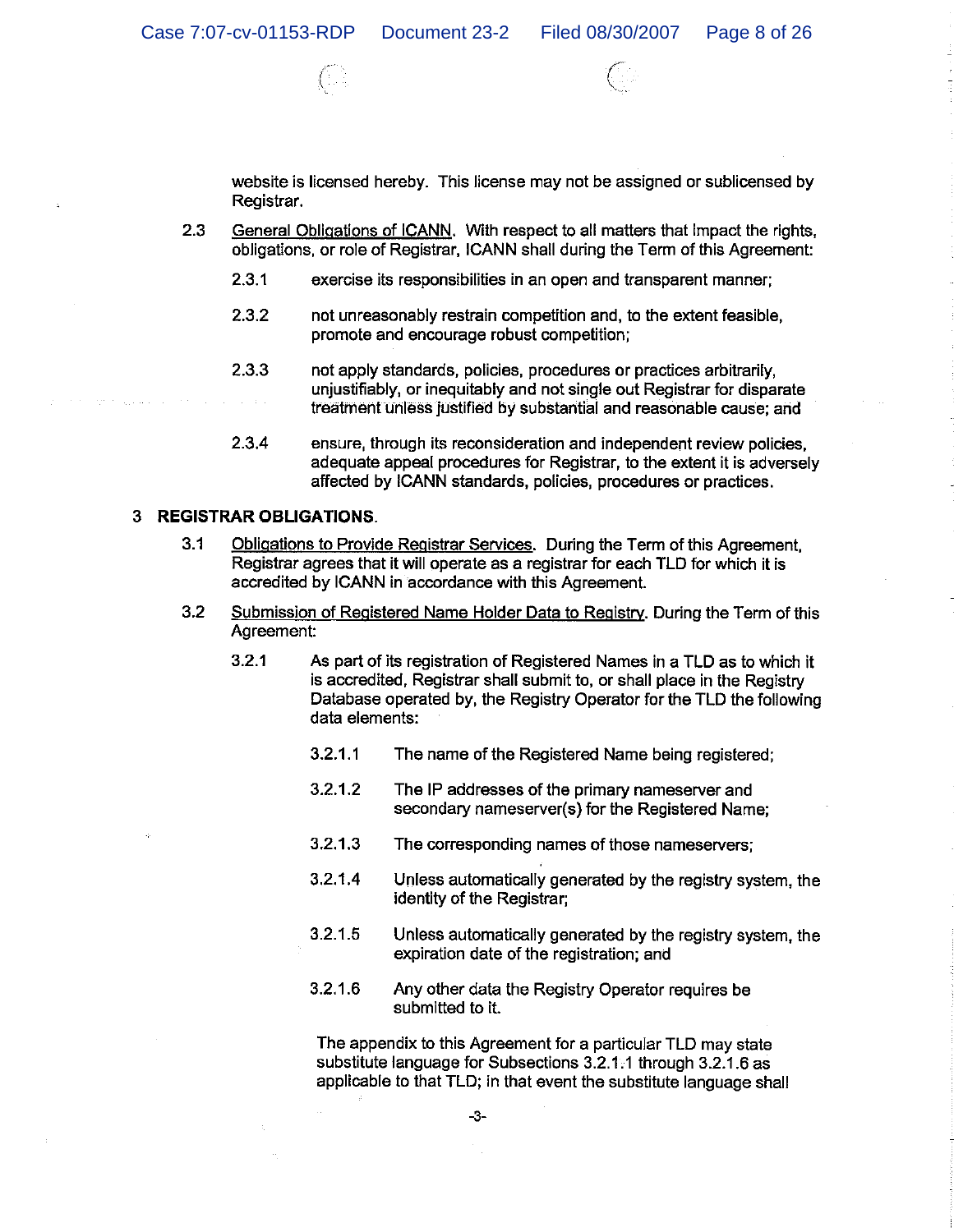website is licensed hereby. This license may not be assigned or sublicensed by Registrar.

2.3 General Obligations of ICANN. With respect to all matters that impact the rights, obligations, or role of Registrar, ICANN shall during the Term of this Agreement:

2.3.1 exercise its responsibilities in an open and transparent manner;

2.3.2 not unreasonably restrain competition and, to the extent feasible, promote and encourage robust competition;

2.3.3 not apply standards, policies, procedures or practices arbitrarily, unjustifiably, or inequitably and not single out Registrar for disparate treatment unless justified by substantial and reasonable cause; and

2.3.4 ensure, through its reconsideration and independent review policies, adequate appeal procedures for Registrar, to the extent it is adversely affected by ICANN standards, policies, procedures or practices.

## 3 REGISTRAR OBLIGATIONS.

3.1 Obligations to Provide Registrar Services. During the Term of this Agreement, Registrar agrees that it will operate as a registrar for each TLD for which it is accredited by ICANN in accordance with this Agreement.

3.2 Submission of Registered Name Holder Data to Registry. During the Term of this Agreement:

3.2.1 As part of its registration of Registered Names in a TLD as to which it is accredited, Registrar shall submit to, or shall place in the Registry Database operated by, the Registry Operator for the TLD the following data elements:

3.2.1.1 The name of the Registered Name being registered;

3.2.1.2 The IP addresses of the primary nameserver and secondary nameserver(s) for the Registered Name;

3.2.1.3 The corresponding names of those nameservers;

3.2.1.4 Unless automatically generated by the registry system, the identity of the Registrar;

3.2.1.5 Unless automatically generated by the registry system, the expiration date of the registration; and

3.2.1.6 Any other data the Registry Operator requires be submitted to it.

The appendix to this Agreement for a particular TLD may state substitute language for Subsections 3.2.1.1 through 3.2.1.6 as applicable to that TLD; in that event the substitute language shall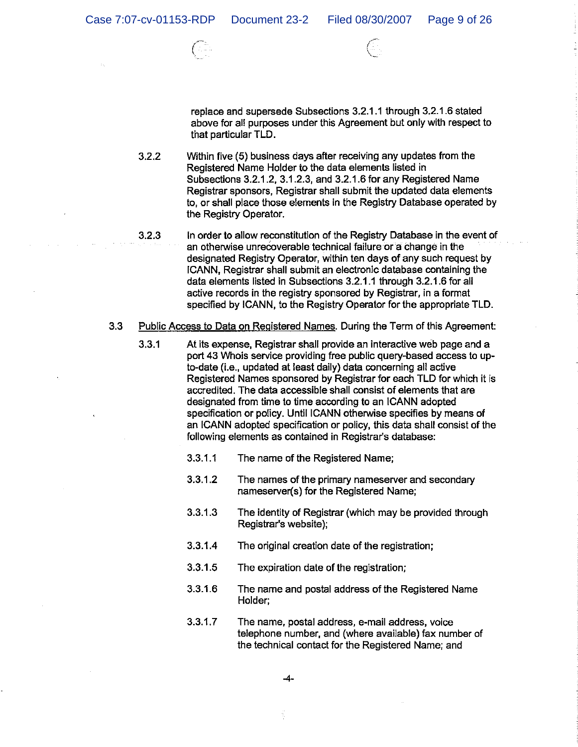replace and supersede Subsections 3.2.1.1 through 3.2.1.6 stated above for all purposes under this Agreement but only with respect to that particular TLD.

3.2.2 Within five (5) business days after receiving any updates from the Registered Name Holder to the data elements listed in Subsections 3.2.1.2, 3.1.2.3, and 3.2.1.6 for any Registered Name Registrar sponsors, Registrar shall submit the updated data elements to, or shall place those elements in the Registry Database operated by the Registry Operator.

3.2.3 In order to allow reconstitution of the Registry Database in the event of an otherwise unrecoverable technical failure or a change in the designated Registry Operator, within ten days of any such request by ICANN, Registrar shall submit an electronic database containing the data elements listed in Subsections 3.2.1.1 through 3.2.1.6 for all active records in the registry sponsored by Registrar, in a format specified by ICANN, to the Registry Operator for the appropriate TLD.

3.3 Public Access to Data on Registered Names. During the Term of this Agreement:

3.3.1 At its expense, Registrar shall provide an interactive web page and a port 43 Whois service providing free public query-based access to up-to-date (i.e., updated at least daily) data concerning all active Registered Names sponsored by Registrar for each TLD for which it is accredited. The data accessible shall consist of elements that are designated from time to time according to an ICANN adopted specification or policy. Until ICANN otherwise specifies by means of an ICANN adopted specification or policy, this data shall consist of the following elements as contained in Registrar's database:

3.3.1.1 The name of the Registered Name;

3.3.1.2 The names of the primary nameserver and secondary nameserver(s) for the Registered Name;

3.3.1.3 The identity of Registrar (which may be provided through Registrar's website);

3.3.1.4 The original creation date of the registration;

3.3.1.5 The expiration date of the registration;

3.3.1.6 The name and postal address of the Registered Name Holder;

3.3.1.7 The name, postal address, e-mail address, voice telephone number, and (where available) fax number of the technical contact for the Registered Name; and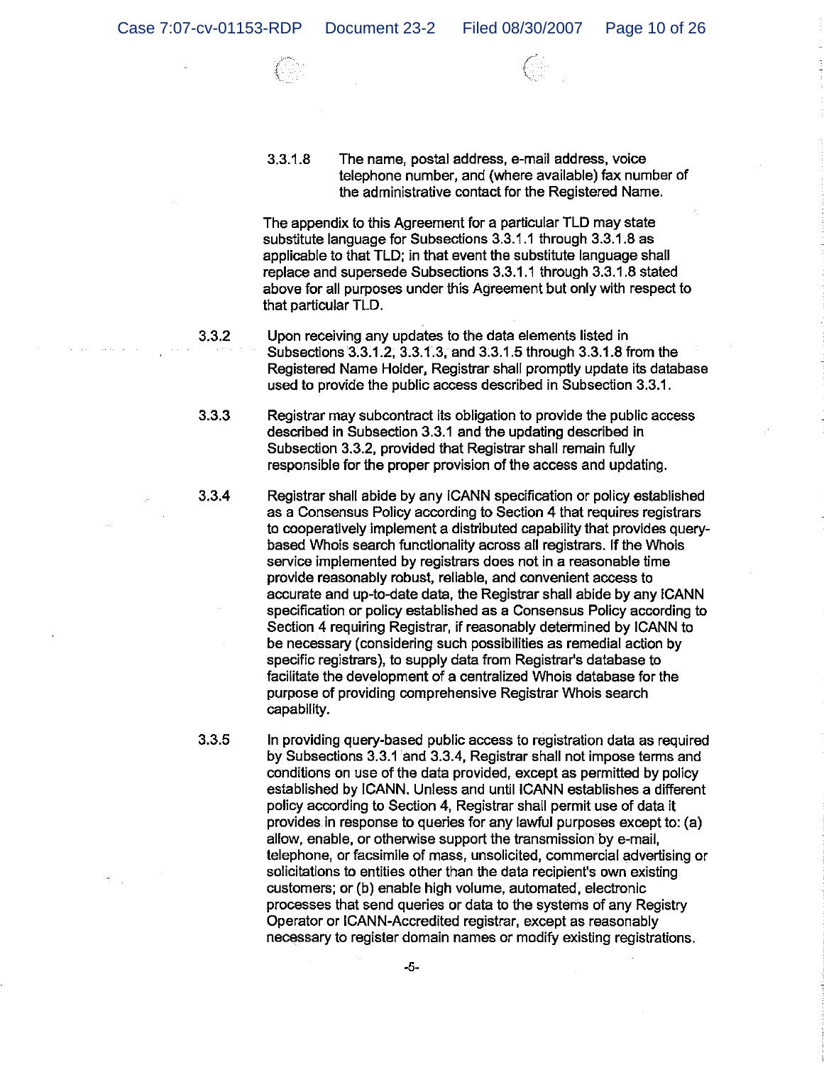3.3.1.8 The name, postal address, e-mail address, voice telephone number, and (where available) fax number of the administrative contact for the Registered Name.

The appendix to this Agreement for a particular TLD may state substitute language for Subsections 3.3.1.1 through 3.3.1.8 as applicable to that TLD; in that event the substitute language shall replace and supersede Subsections 3.3.1.1 through 3.3.1.8 stated above for all purposes under this Agreement but only with respect to that particular TLD.

3.3.2 Upon receiving any updates to the data elements listed in Subsections 3.3.1.2, 3.3.1.3, and 3.3.1.5 through 3.3.1.8 from the Registered Name Holder, Registrar shall promptly update its database used to provide the public access described in Subsection 3.3.1.

3.3.3 Registrar may subcontract its obligation to provide the public access described in Subsection 3.3.1 and the updating described in Subsection 3.3.2, provided that Registrar shall remain fully responsible for the proper provision of the access and updating.

3.3.4 Registrar shall abide by any ICANN specification or policy established as a Consensus Policy according to Section 4 that requires registrars to cooperatively implement a distributed capability that provides query-based Whois search functionality across all registrars. If the Whois service implemented by registrars does not in a reasonable time provide reasonably robust, reliable, and convenient access to accurate and up-to-date data, the Registrar shall abide by any ICANN specification or policy established as a Consensus Policy according to Section 4 requiring Registrar, if reasonably determined by ICANN to be necessary (considering such possibilities as remedial action by specific registrars), to supply data from Registrar's database to facilitate the development of a centralized Whois database for the purpose of providing comprehensive Registrar Whois search capability.

3.3.5 In providing query-based public access to registration data as required by Subsections 3.3.1 and 3.3.4, Registrar shall not impose terms and conditions on use of the data provided, except as permitted by policy established by ICANN. Unless and until ICANN establishes a different policy according to Section 4, Registrar shall permit use of data it provides in response to queries for any lawful purposes except to: (a) allow, enable, or otherwise support the transmission by e-mail, telephone, or facsimile of mass, unsolicited, commercial advertising or solicitations to entities other than the data recipient's own existing customers; or (b) enable high volume, automated, electronic processes that send queries or data to the systems of any Registry Operator or ICANN-Accredited registrar, except as reasonably necessary to register domain names or modify existing registrations.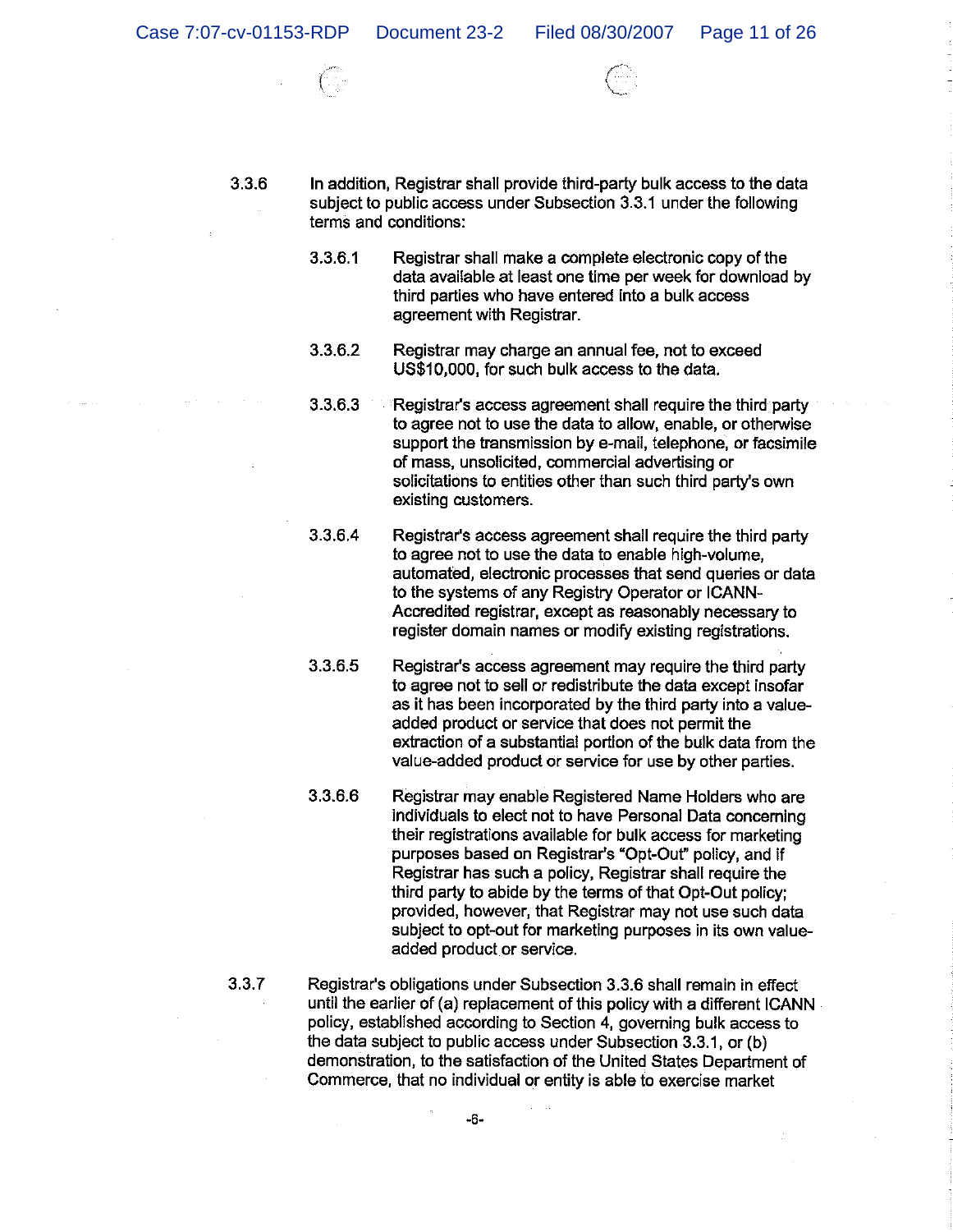3.3.6 In addition, Registrar shall provide third-party bulk access to the data subject to public access under Subsection 3.3.1 under the following terms and conditions:

3.3.6.1 Registrar shall make a complete electronic copy of the data available at least one time per week for download by third parties who have entered into a bulk access agreement with Registrar.

3.3.6.2 Registrar may charge an annual fee, not to exceed US$10,000, for such bulk access to the data.

3.3.6.3 Registrar's access agreement shall require the third party to agree not to use the data to allow, enable, or otherwise support the transmission by e-mail, telephone, or facsimile of mass, unsolicited, commercial advertising or solicitations to entities other than such third party's own existing customers.

3.3.6.4 Registrar's access agreement shall require the third party to agree not to use the data to enable high-volume, automated, electronic processes that send queries or data to the systems of any Registry Operator or ICANN-Accredited registrar, except as reasonably necessary to register domain names or modify existing registrations.

3.3.6.5 Registrar's access agreement may require the third party to agree not to sell or redistribute the data except insofar as it has been incorporated by the third party into a value-added product or service that does not permit the extraction of a substantial portion of the bulk data from the value-added product or service for use by other parties.

3.3.6.6 Registrar may enable Registered Name Holders who are individuals to elect not to have Personal Data concerning their registrations available for bulk access for marketing purposes based on Registrar's "Opt-Out" policy, and if Registrar has such a policy, Registrar shall require the third party to abide by the terms of that Opt-Out policy; provided, however, that Registrar may not use such data subject to opt-out for marketing purposes in its own value-added product or service.

3.3.7 Registrar's obligations under Subsection 3.3.6 shall remain in effect until the earlier of (a) replacement of this policy with a different ICANN policy, established according to Section 4, governing bulk access to the data subject to public access under Subsection 3.3.1, or (b) demonstration, to the satisfaction of the United States Department of Commerce, that no individual or entity is able to exercise market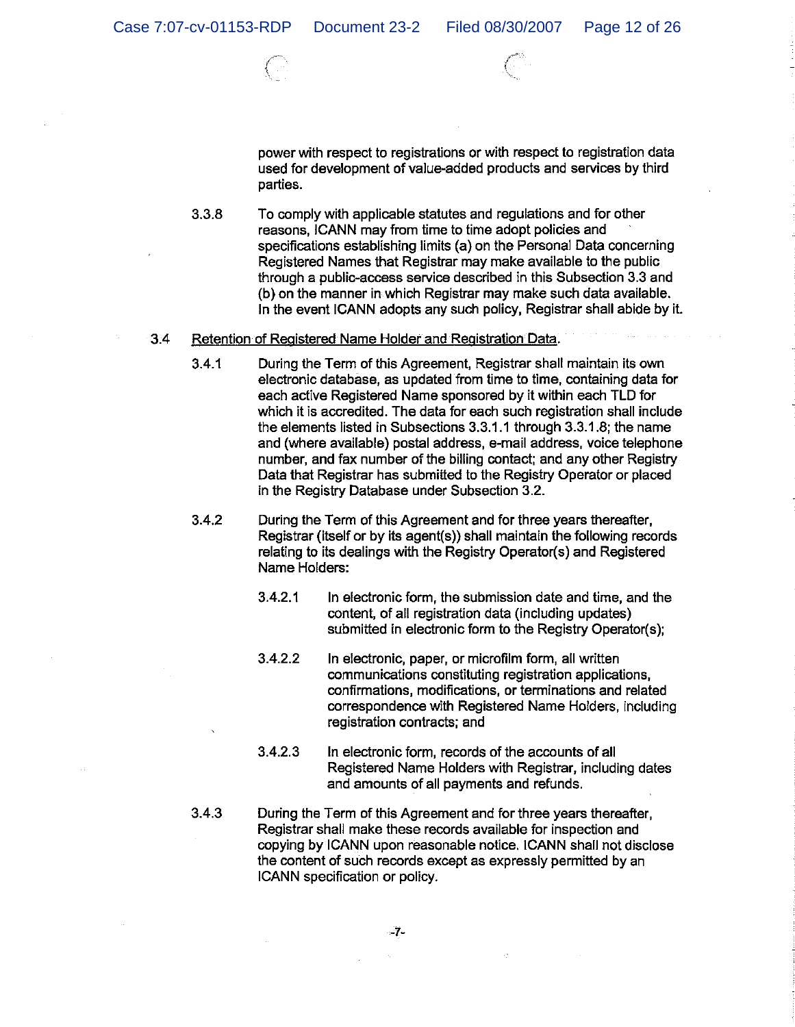power with respect to registrations or with respect to registration data used for development of value-added products and services by third parties.

3.3.8 To comply with applicable statutes and regulations and for other reasons, ICANN may from time to time adopt policies and specifications establishing limits (a) on the Personal Data concerning Registered Names that Registrar may make available to the public through a public-access service described in this Subsection 3.3 and (b) on the manner in which Registrar may make such data available. In the event ICANN adopts any such policy, Registrar shall abide by it.

3.4 <u>Retention of Registered Name Holder and Registration Data</u>.

3.4.1 During the Term of this Agreement, Registrar shall maintain its own electronic database, as updated from time to time, containing data for each active Registered Name sponsored by it within each TLD for which it is accredited. The data for each such registration shall include the elements listed in Subsections 3.3.1.1 through 3.3.1.8; the name and (where available) postal address, e-mail address, voice telephone number, and fax number of the billing contact; and any other Registry Data that Registrar has submitted to the Registry Operator or placed in the Registry Database under Subsection 3.2.

3.4.2 During the Term of this Agreement and for three years thereafter, Registrar (itself or by its agent(s)) shall maintain the following records relating to its dealings with the Registry Operator(s) and Registered Name Holders:

3.4.2.1 In electronic form, the submission date and time, and the content, of all registration data (including updates) submitted in electronic form to the Registry Operator(s);

3.4.2.2 In electronic, paper, or microfilm form, all written communications constituting registration applications, confirmations, modifications, or terminations and related correspondence with Registered Name Holders, including registration contracts; and

3.4.2.3 In electronic form, records of the accounts of all Registered Name Holders with Registrar, including dates and amounts of all payments and refunds.

3.4.3 During the Term of this Agreement and for three years thereafter, Registrar shall make these records available for inspection and copying by ICANN upon reasonable notice. ICANN shall not disclose the content of such records except as expressly permitted by an ICANN specification or policy.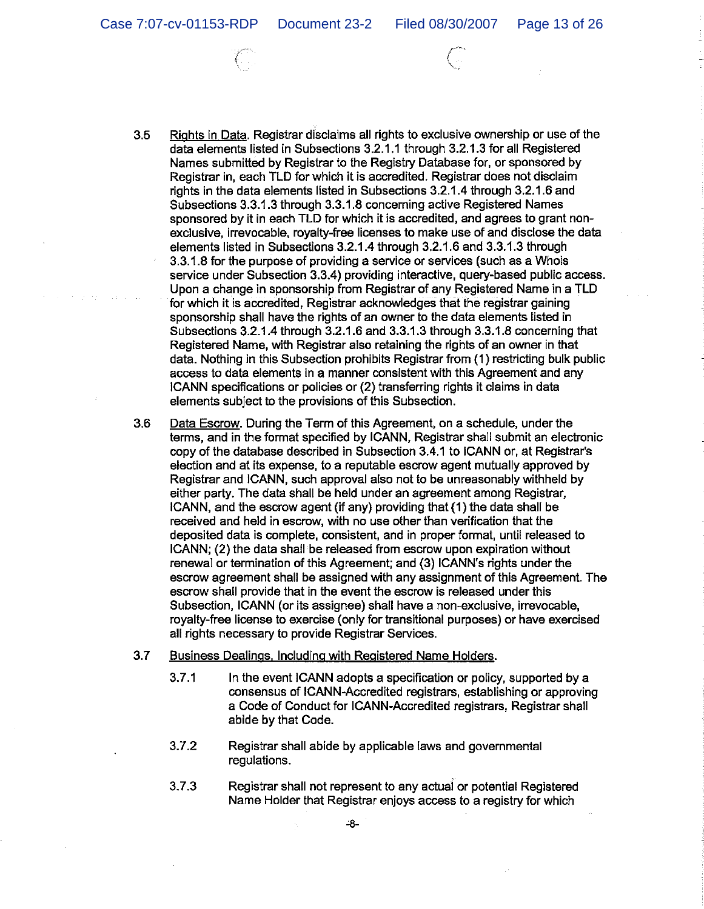3.5 Rights in Data. Registrar disclaims all rights to exclusive ownership or use of the data elements listed in Subsections 3.2.1.1 through 3.2.1.3 for all Registered Names submitted by Registrar to the Registry Database for, or sponsored by Registrar in, each TLD for which it is accredited. Registrar does not disclaim rights in the data elements listed in Subsections 3.2.1.4 through 3.2.1.6 and Subsections 3.3.1.3 through 3.3.1.8 concerning active Registered Names sponsored by it in each TLD for which it is accredited, and agrees to grant non-exclusive, irrevocable, royalty-free licenses to make use of and disclose the data elements listed in Subsections 3.2.1.4 through 3.2.1.6 and 3.3.1.3 through 3.3.1.8 for the purpose of providing a service or services (such as a Whois service under Subsection 3.3.4) providing interactive, query-based public access. Upon a change in sponsorship from Registrar of any Registered Name in a TLD for which it is accredited, Registrar acknowledges that the registrar gaining sponsorship shall have the rights of an owner to the data elements listed in Subsections 3.2.1.4 through 3.2.1.6 and 3.3.1.3 through 3.3.1.8 concerning that Registered Name, with Registrar also retaining the rights of an owner in that data. Nothing in this Subsection prohibits Registrar from (1) restricting bulk public access to data elements in a manner consistent with this Agreement and any ICANN specifications or policies or (2) transferring rights it claims in data elements subject to the provisions of this Subsection.

3.6 Data Escrow. During the Term of this Agreement, on a schedule, under the terms, and in the format specified by ICANN, Registrar shall submit an electronic copy of the database described in Subsection 3.4.1 to ICANN or, at Registrar's election and at its expense, to a reputable escrow agent mutually approved by Registrar and ICANN, such approval also not to be unreasonably withheld by either party. The data shall be held under an agreement among Registrar, ICANN, and the escrow agent (if any) providing that (1) the data shall be received and held in escrow, with no use other than verification that the deposited data is complete, consistent, and in proper format, until released to ICANN; (2) the data shall be released from escrow upon expiration without renewal or termination of this Agreement; and (3) ICANN's rights under the escrow agreement shall be assigned with any assignment of this Agreement. The escrow shall provide that in the event the escrow is released under this Subsection, ICANN (or its assignee) shall have a non-exclusive, irrevocable, royalty-free license to exercise (only for transitional purposes) or have exercised all rights necessary to provide Registrar Services.

3.7 Business Dealings, Including with Registered Name Holders.

3.7.1 In the event ICANN adopts a specification or policy, supported by a consensus of ICANN-Accredited registrars, establishing or approving a Code of Conduct for ICANN-Accredited registrars, Registrar shall abide by that Code.

3.7.2 Registrar shall abide by applicable laws and governmental regulations.

3.7.3 Registrar shall not represent to any actual or potential Registered Name Holder that Registrar enjoys access to a registry for which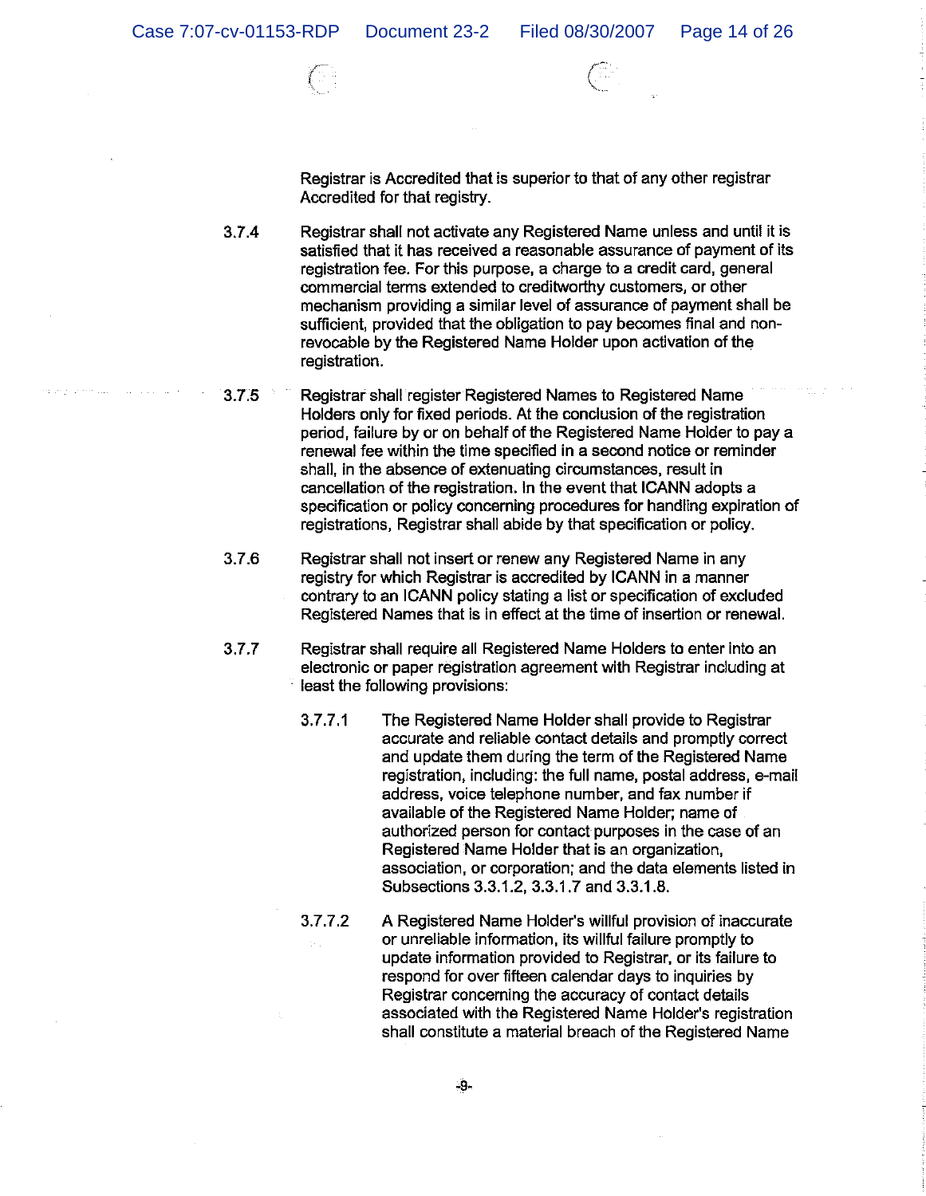Registrar is Accredited that is superior to that of any other registrar Accredited for that registry.

3.7.4 Registrar shall not activate any Registered Name unless and until it is satisfied that it has received a reasonable assurance of payment of its registration fee. For this purpose, a charge to a credit card, general commercial terms extended to creditworthy customers, or other mechanism providing a similar level of assurance of payment shall be sufficient, provided that the obligation to pay becomes final and non-revocable by the Registered Name Holder upon activation of the registration.

3.7.5 Registrar shall register Registered Names to Registered Name Holders only for fixed periods. At the conclusion of the registration period, failure by or on behalf of the Registered Name Holder to pay a renewal fee within the time specified in a second notice or reminder shall, in the absence of extenuating circumstances, result in cancellation of the registration. In the event that ICANN adopts a specification or policy concerning procedures for handling expiration of registrations, Registrar shall abide by that specification or policy.

3.7.6 Registrar shall not insert or renew any Registered Name in any registry for which Registrar is accredited by ICANN in a manner contrary to an ICANN policy stating a list or specification of excluded Registered Names that is in effect at the time of insertion or renewal.

3.7.7 Registrar shall require all Registered Name Holders to enter into an electronic or paper registration agreement with Registrar including at least the following provisions:

> 3.7.7.1 The Registered Name Holder shall provide to Registrar accurate and reliable contact details and promptly correct and update them during the term of the Registered Name registration, including: the full name, postal address, e-mail address, voice telephone number, and fax number if available of the Registered Name Holder; name of authorized person for contact purposes in the case of an Registered Name Holder that is an organization, association, or corporation; and the data elements listed in Subsections 3.3.1.2, 3.3.1.7 and 3.3.1.8.
>
> 3.7.7.2 A Registered Name Holder's willful provision of inaccurate or unreliable information, its willful failure promptly to update information provided to Registrar, or its failure to respond for over fifteen calendar days to inquiries by Registrar concerning the accuracy of contact details associated with the Registered Name Holder's registration shall constitute a material breach of the Registered Name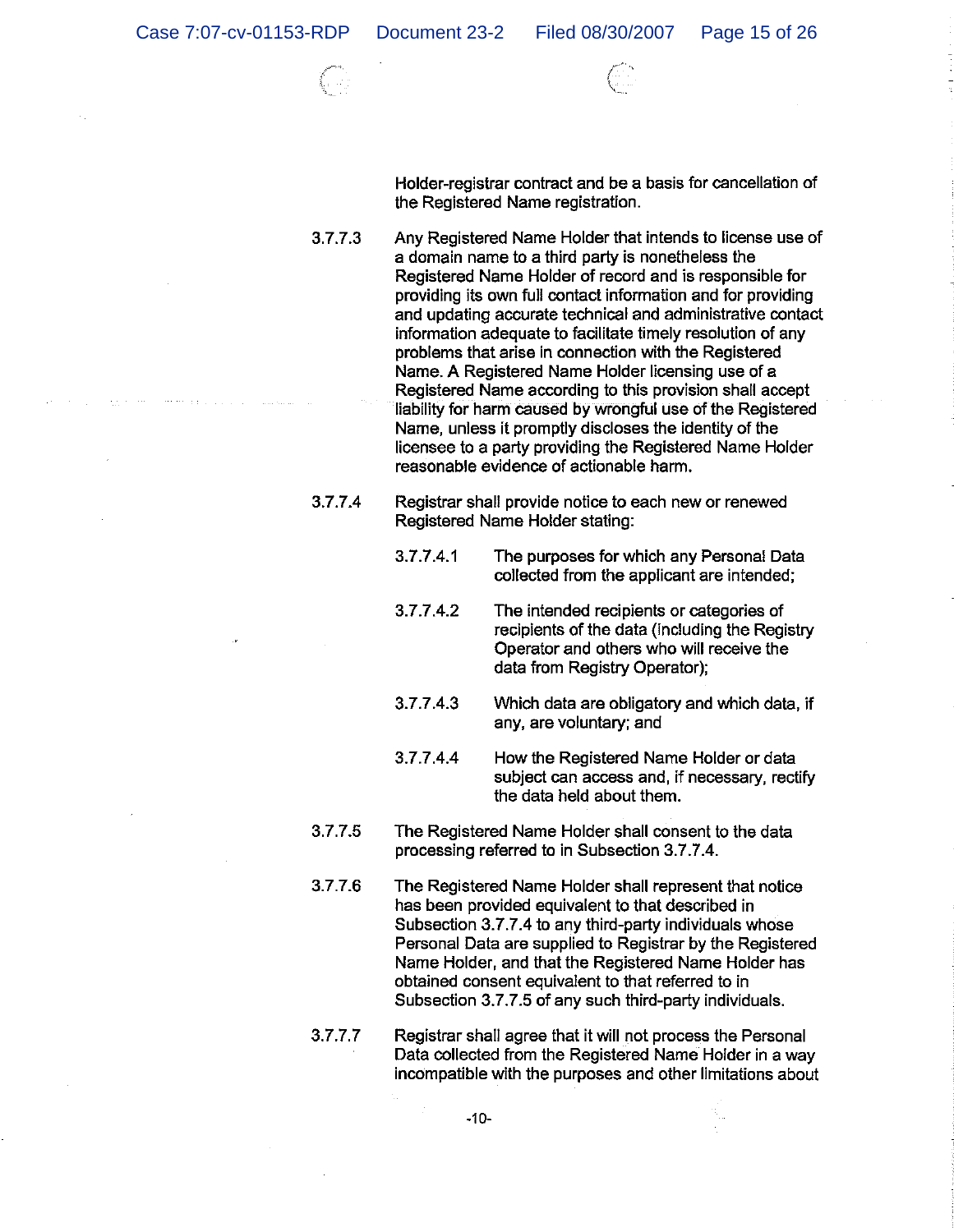Holder-registrar contract and be a basis for cancellation of the Registered Name registration.

3.7.7.3 Any Registered Name Holder that intends to license use of a domain name to a third party is nonetheless the Registered Name Holder of record and is responsible for providing its own full contact information and for providing and updating accurate technical and administrative contact information adequate to facilitate timely resolution of any problems that arise in connection with the Registered Name. A Registered Name Holder licensing use of a Registered Name according to this provision shall accept liability for harm caused by wrongful use of the Registered Name, unless it promptly discloses the identity of the licensee to a party providing the Registered Name Holder reasonable evidence of actionable harm.

3.7.7.4 Registrar shall provide notice to each new or renewed Registered Name Holder stating:

3.7.7.4.1 The purposes for which any Personal Data collected from the applicant are intended;

3.7.7.4.2 The intended recipients or categories of recipients of the data (including the Registry Operator and others who will receive the data from Registry Operator);

3.7.7.4.3 Which data are obligatory and which data, if any, are voluntary; and

3.7.7.4.4 How the Registered Name Holder or data subject can access and, if necessary, rectify the data held about them.

3.7.7.5 The Registered Name Holder shall consent to the data processing referred to in Subsection 3.7.7.4.

3.7.7.6 The Registered Name Holder shall represent that notice has been provided equivalent to that described in Subsection 3.7.7.4 to any third-party individuals whose Personal Data are supplied to Registrar by the Registered Name Holder, and that the Registered Name Holder has obtained consent equivalent to that referred to in Subsection 3.7.7.5 of any such third-party individuals.

3.7.7.7 Registrar shall agree that it will not process the Personal Data collected from the Registered Name Holder in a way incompatible with the purposes and other limitations about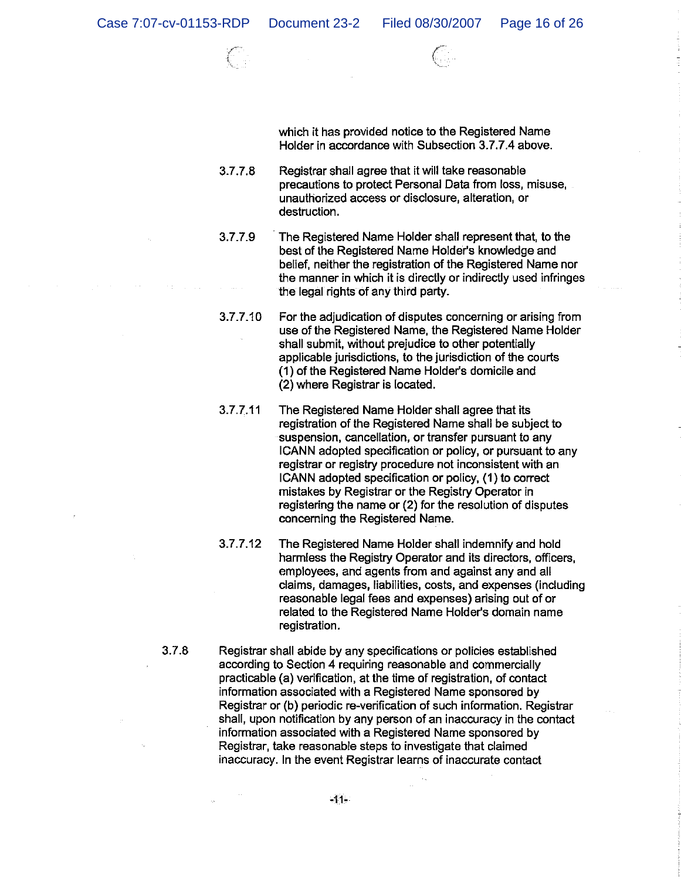which it has provided notice to the Registered Name Holder in accordance with Subsection 3.7.7.4 above.

3.7.7.8 Registrar shall agree that it will take reasonable precautions to protect Personal Data from loss, misuse, unauthorized access or disclosure, alteration, or destruction.

3.7.7.9 The Registered Name Holder shall represent that, to the best of the Registered Name Holder's knowledge and belief, neither the registration of the Registered Name nor the manner in which it is directly or indirectly used infringes the legal rights of any third party.

3.7.7.10 For the adjudication of disputes concerning or arising from use of the Registered Name, the Registered Name Holder shall submit, without prejudice to other potentially applicable jurisdictions, to the jurisdiction of the courts (1) of the Registered Name Holder's domicile and (2) where Registrar is located.

3.7.7.11 The Registered Name Holder shall agree that its registration of the Registered Name shall be subject to suspension, cancellation, or transfer pursuant to any ICANN adopted specification or policy, or pursuant to any registrar or registry procedure not inconsistent with an ICANN adopted specification or policy, (1) to correct mistakes by Registrar or the Registry Operator in registering the name or (2) for the resolution of disputes concerning the Registered Name.

3.7.7.12 The Registered Name Holder shall indemnify and hold harmless the Registry Operator and its directors, officers, employees, and agents from and against any and all claims, damages, liabilities, costs, and expenses (including reasonable legal fees and expenses) arising out of or related to the Registered Name Holder's domain name registration.

3.7.8 Registrar shall abide by any specifications or policies established according to Section 4 requiring reasonable and commercially practicable (a) verification, at the time of registration, of contact information associated with a Registered Name sponsored by Registrar or (b) periodic re-verification of such information. Registrar shall, upon notification by any person of an inaccuracy in the contact information associated with a Registered Name sponsored by Registrar, take reasonable steps to investigate that claimed inaccuracy. In the event Registrar learns of inaccurate contact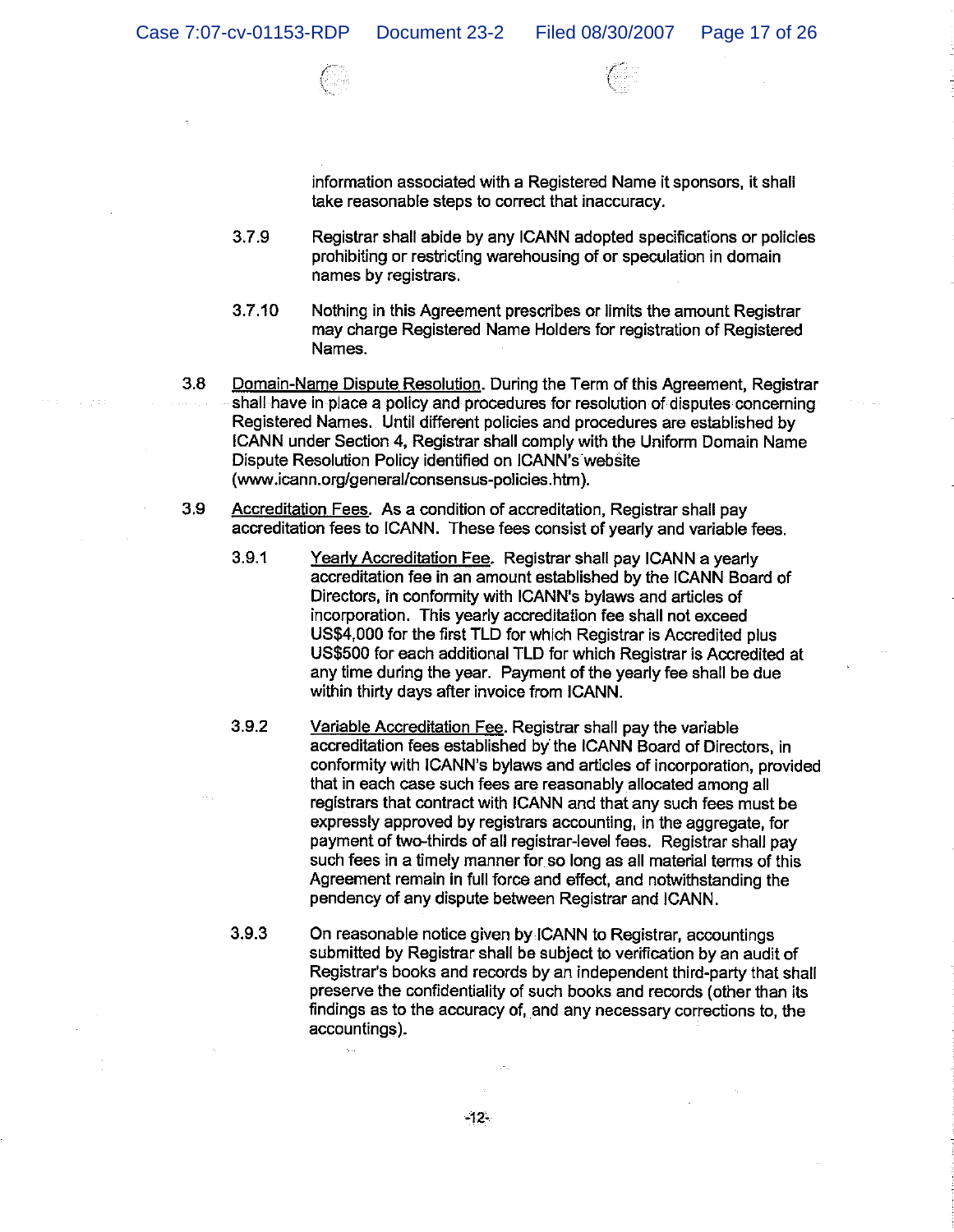information associated with a Registered Name it sponsors, it shall take reasonable steps to correct that inaccuracy.

3.7.9 Registrar shall abide by any ICANN adopted specifications or policies prohibiting or restricting warehousing of or speculation in domain names by registrars.

3.7.10 Nothing in this Agreement prescribes or limits the amount Registrar may charge Registered Name Holders for registration of Registered Names.

3.8 Domain-Name Dispute Resolution. During the Term of this Agreement, Registrar shall have in place a policy and procedures for resolution of disputes concerning Registered Names. Until different policies and procedures are established by ICANN under Section 4, Registrar shall comply with the Uniform Domain Name Dispute Resolution Policy identified on ICANN's website (www.icann.org/general/consensus-policies.htm).

3.9 Accreditation Fees. As a condition of accreditation, Registrar shall pay accreditation fees to ICANN. These fees consist of yearly and variable fees.

3.9.1 Yearly Accreditation Fee. Registrar shall pay ICANN a yearly accreditation fee in an amount established by the ICANN Board of Directors, in conformity with ICANN's bylaws and articles of incorporation. This yearly accreditation fee shall not exceed US$4,000 for the first TLD for which Registrar is Accredited plus US$500 for each additional TLD for which Registrar is Accredited at any time during the year. Payment of the yearly fee shall be due within thirty days after invoice from ICANN.

3.9.2 Variable Accreditation Fee. Registrar shall pay the variable accreditation fees established by the ICANN Board of Directors, in conformity with ICANN's bylaws and articles of incorporation, provided that in each case such fees are reasonably allocated among all registrars that contract with ICANN and that any such fees must be expressly approved by registrars accounting, in the aggregate, for payment of two-thirds of all registrar-level fees. Registrar shall pay such fees in a timely manner for so long as all material terms of this Agreement remain in full force and effect, and notwithstanding the pendency of any dispute between Registrar and ICANN.

3.9.3 On reasonable notice given by ICANN to Registrar, accountings submitted by Registrar shall be subject to verification by an audit of Registrar's books and records by an independent third-party that shall preserve the confidentiality of such books and records (other than its findings as to the accuracy of, and any necessary corrections to, the accountings).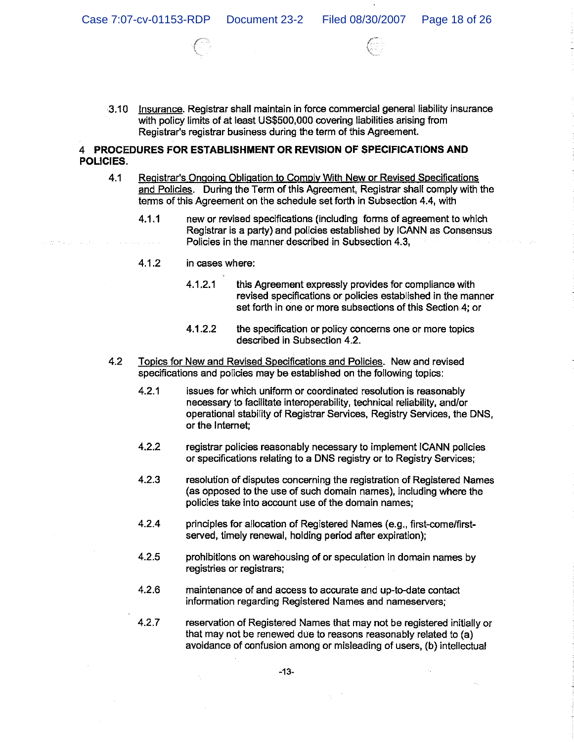3.10 Insurance. Registrar shall maintain in force commercial general liability insurance with policy limits of at least US$500,000 covering liabilities arising from Registrar's registrar business during the term of this Agreement.

## 4 PROCEDURES FOR ESTABLISHMENT OR REVISION OF SPECIFICATIONS AND POLICIES.

4.1 Registrar's Ongoing Obligation to Comply With New or Revised Specifications and Policies. During the Term of this Agreement, Registrar shall comply with the terms of this Agreement on the schedule set forth in Subsection 4.4, with

4.1.1 new or revised specifications (including forms of agreement to which Registrar is a party) and policies established by ICANN as Consensus Policies in the manner described in Subsection 4.3,

4.1.2 in cases where:

4.1.2.1 this Agreement expressly provides for compliance with revised specifications or policies established in the manner set forth in one or more subsections of this Section 4; or

4.1.2.2 the specification or policy concerns one or more topics described in Subsection 4.2.

4.2 Topics for New and Revised Specifications and Policies. New and revised specifications and policies may be established on the following topics:

4.2.1 issues for which uniform or coordinated resolution is reasonably necessary to facilitate interoperability, technical reliability, and/or operational stability of Registrar Services, Registry Services, the DNS, or the Internet;

4.2.2 registrar policies reasonably necessary to implement ICANN policies or specifications relating to a DNS registry or to Registry Services;

4.2.3 resolution of disputes concerning the registration of Registered Names (as opposed to the use of such domain names), including where the policies take into account use of the domain names;

4.2.4 principles for allocation of Registered Names (e.g., first-come/first-served, timely renewal, holding period after expiration);

4.2.5 prohibitions on warehousing of or speculation in domain names by registries or registrars;

4.2.6 maintenance of and access to accurate and up-to-date contact information regarding Registered Names and nameservers;

4.2.7 reservation of Registered Names that may not be registered initially or that may not be renewed due to reasons reasonably related to (a) avoidance of confusion among or misleading of users, (b) intellectual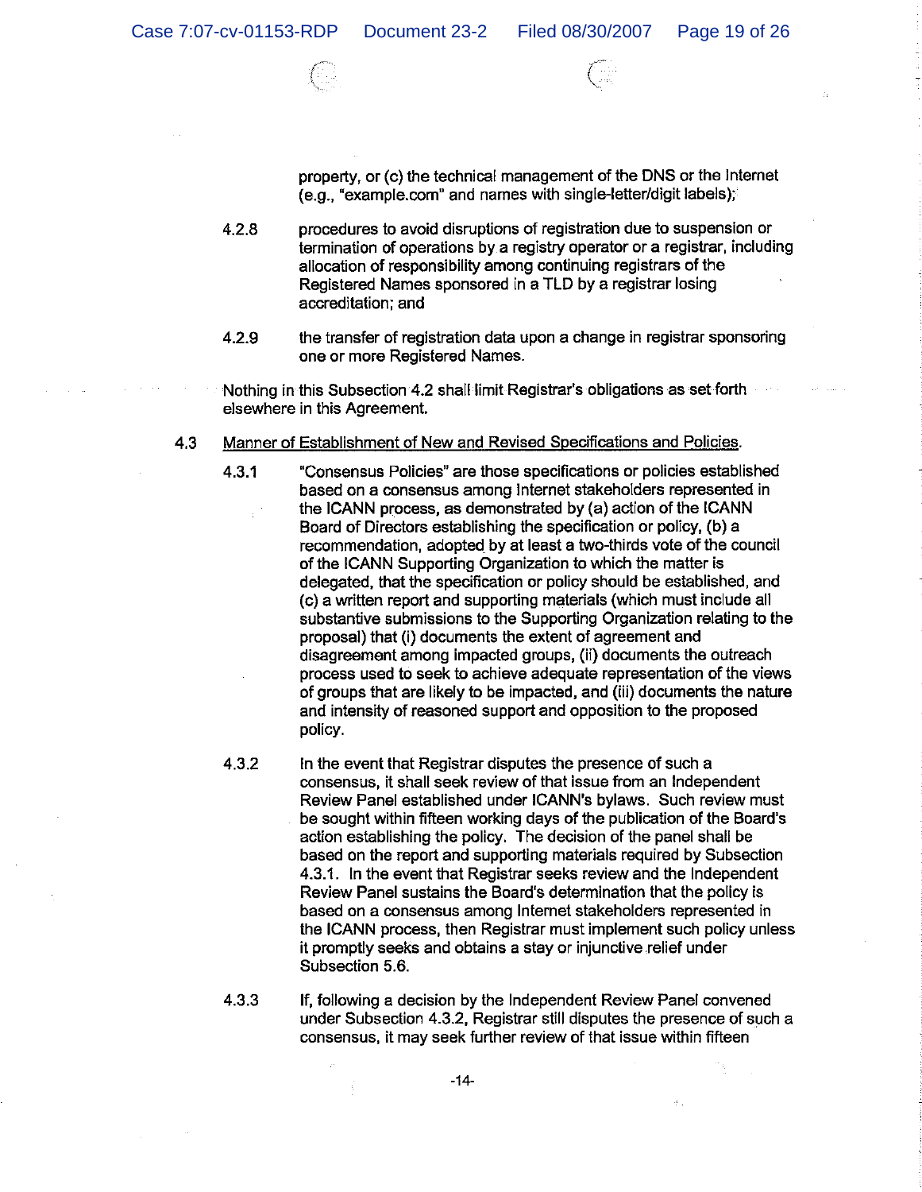property, or (c) the technical management of the DNS or the Internet (e.g., "example.com" and names with single-letter/digit labels);

4.2.8 procedures to avoid disruptions of registration due to suspension or termination of operations by a registry operator or a registrar, including allocation of responsibility among continuing registrars of the Registered Names sponsored in a TLD by a registrar losing accreditation; and

4.2.9 the transfer of registration data upon a change in registrar sponsoring one or more Registered Names.

Nothing in this Subsection 4.2 shall limit Registrar's obligations as set forth elsewhere in this Agreement.

4.3 Manner of Establishment of New and Revised Specifications and Policies.

4.3.1 "Consensus Policies" are those specifications or policies established based on a consensus among Internet stakeholders represented in the ICANN process, as demonstrated by (a) action of the ICANN Board of Directors establishing the specification or policy, (b) a recommendation, adopted by at least a two-thirds vote of the council of the ICANN Supporting Organization to which the matter is delegated, that the specification or policy should be established, and (c) a written report and supporting materials (which must include all substantive submissions to the Supporting Organization relating to the proposal) that (i) documents the extent of agreement and disagreement among impacted groups, (ii) documents the outreach process used to seek to achieve adequate representation of the views of groups that are likely to be impacted, and (iii) documents the nature and intensity of reasoned support and opposition to the proposed policy.

4.3.2 In the event that Registrar disputes the presence of such a consensus, it shall seek review of that issue from an Independent Review Panel established under ICANN's bylaws. Such review must be sought within fifteen working days of the publication of the Board's action establishing the policy. The decision of the panel shall be based on the report and supporting materials required by Subsection 4.3.1. In the event that Registrar seeks review and the Independent Review Panel sustains the Board's determination that the policy is based on a consensus among Internet stakeholders represented in the ICANN process, then Registrar must implement such policy unless it promptly seeks and obtains a stay or injunctive relief under Subsection 5.6.

4.3.3 If, following a decision by the Independent Review Panel convened under Subsection 4.3.2, Registrar still disputes the presence of such a consensus, it may seek further review of that issue within fifteen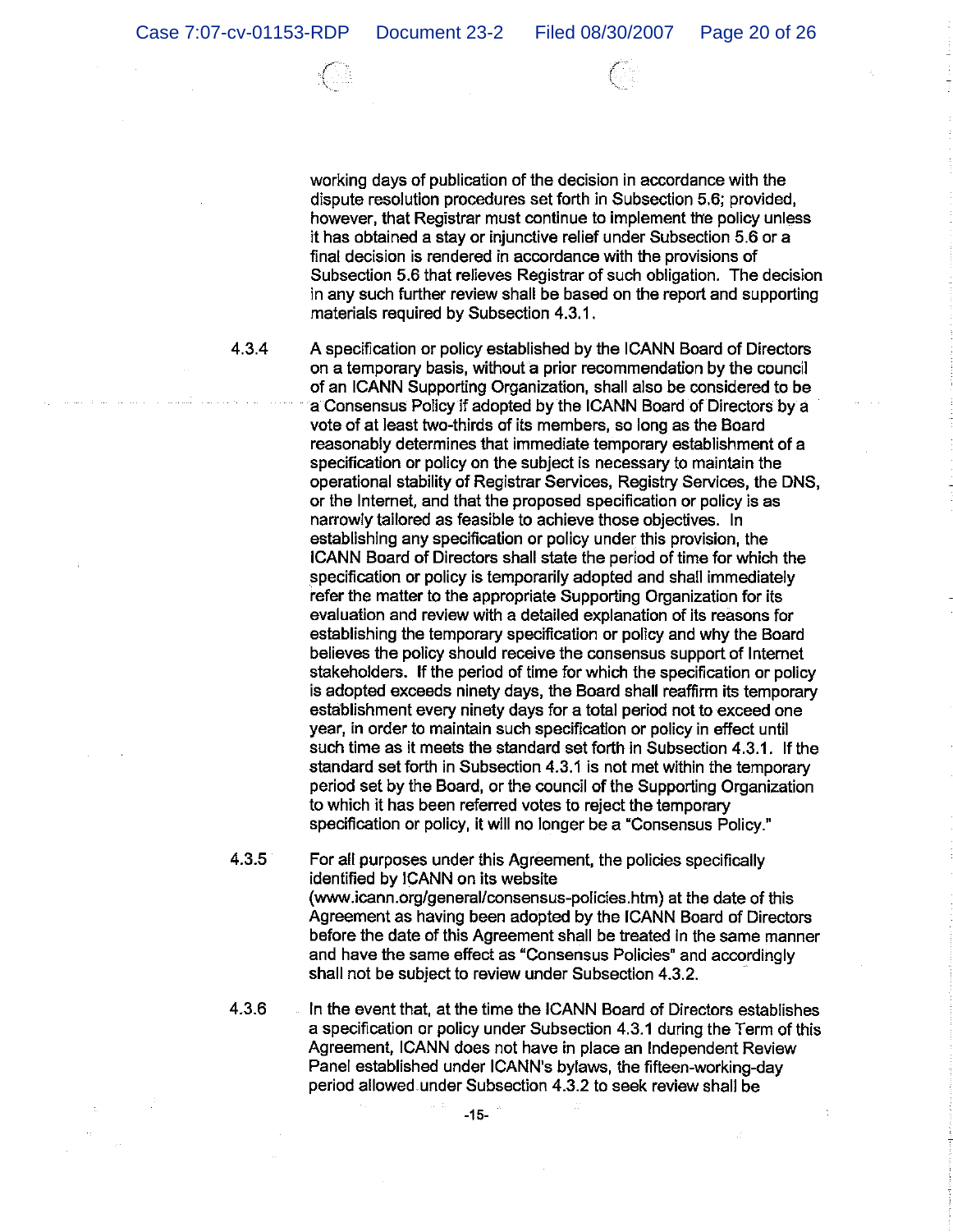working days of publication of the decision in accordance with the dispute resolution procedures set forth in Subsection 5.6; provided, however, that Registrar must continue to implement the policy unless it has obtained a stay or injunctive relief under Subsection 5.6 or a final decision is rendered in accordance with the provisions of Subsection 5.6 that relieves Registrar of such obligation. The decision in any such further review shall be based on the report and supporting materials required by Subsection 4.3.1.

4.3.4 A specification or policy established by the ICANN Board of Directors on a temporary basis, without a prior recommendation by the council of an ICANN Supporting Organization, shall also be considered to be a Consensus Policy if adopted by the ICANN Board of Directors by a vote of at least two-thirds of its members, so long as the Board reasonably determines that immediate temporary establishment of a specification or policy on the subject is necessary to maintain the operational stability of Registrar Services, Registry Services, the DNS, or the Internet, and that the proposed specification or policy is as narrowly tailored as feasible to achieve those objectives. In establishing any specification or policy under this provision, the ICANN Board of Directors shall state the period of time for which the specification or policy is temporarily adopted and shall immediately refer the matter to the appropriate Supporting Organization for its evaluation and review with a detailed explanation of its reasons for establishing the temporary specification or policy and why the Board believes the policy should receive the consensus support of Internet stakeholders. If the period of time for which the specification or policy is adopted exceeds ninety days, the Board shall reaffirm its temporary establishment every ninety days for a total period not to exceed one year, in order to maintain such specification or policy in effect until such time as it meets the standard set forth in Subsection 4.3.1. If the standard set forth in Subsection 4.3.1 is not met within the temporary period set by the Board, or the council of the Supporting Organization to which it has been referred votes to reject the temporary specification or policy, it will no longer be a "Consensus Policy."

4.3.5 For all purposes under this Agreement, the policies specifically identified by ICANN on its website (www.icann.org/general/consensus-policies.htm) at the date of this Agreement as having been adopted by the ICANN Board of Directors before the date of this Agreement shall be treated in the same manner and have the same effect as "Consensus Policies" and accordingly shall not be subject to review under Subsection 4.3.2.

4.3.6 In the event that, at the time the ICANN Board of Directors establishes a specification or policy under Subsection 4.3.1 during the Term of this Agreement, ICANN does not have in place an Independent Review Panel established under ICANN's bylaws, the fifteen-working-day period allowed under Subsection 4.3.2 to seek review shall be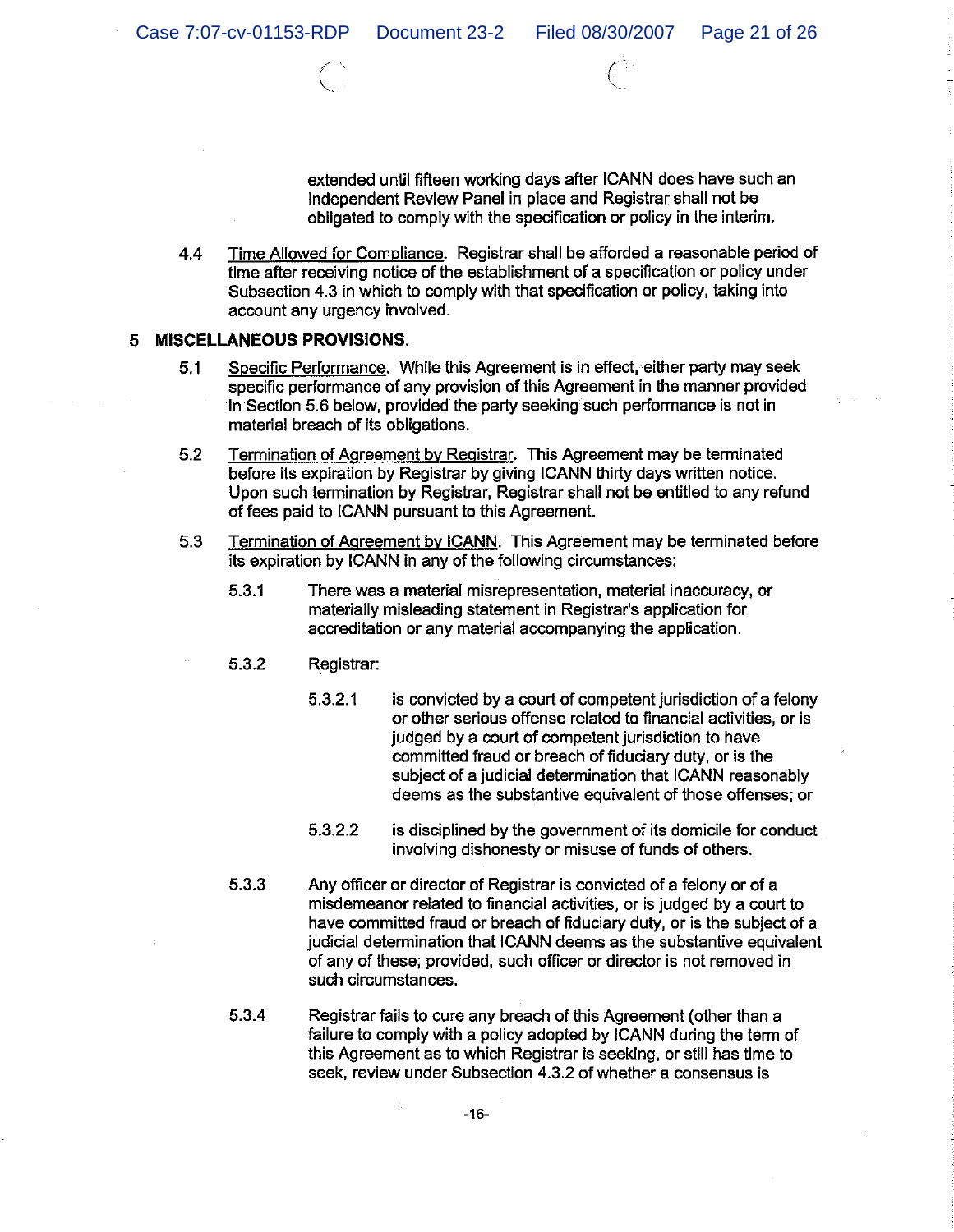extended until fifteen working days after ICANN does have such an Independent Review Panel in place and Registrar shall not be obligated to comply with the specification or policy in the interim.

4.4 Time Allowed for Compliance. Registrar shall be afforded a reasonable period of time after receiving notice of the establishment of a specification or policy under Subsection 4.3 in which to comply with that specification or policy, taking into account any urgency involved.

## 5 MISCELLANEOUS PROVISIONS.

5.1 Specific Performance. While this Agreement is in effect, either party may seek specific performance of any provision of this Agreement in the manner provided in Section 5.6 below, provided the party seeking such performance is not in material breach of its obligations.

5.2 Termination of Agreement by Registrar. This Agreement may be terminated before its expiration by Registrar by giving ICANN thirty days written notice. Upon such termination by Registrar, Registrar shall not be entitled to any refund of fees paid to ICANN pursuant to this Agreement.

5.3 Termination of Agreement by ICANN. This Agreement may be terminated before its expiration by ICANN in any of the following circumstances:

5.3.1 There was a material misrepresentation, material inaccuracy, or materially misleading statement in Registrar's application for accreditation or any material accompanying the application.

5.3.2 Registrar:

5.3.2.1 is convicted by a court of competent jurisdiction of a felony or other serious offense related to financial activities, or is judged by a court of competent jurisdiction to have committed fraud or breach of fiduciary duty, or is the subject of a judicial determination that ICANN reasonably deems as the substantive equivalent of those offenses; or

5.3.2.2 is disciplined by the government of its domicile for conduct involving dishonesty or misuse of funds of others.

5.3.3 Any officer or director of Registrar is convicted of a felony or of a misdemeanor related to financial activities, or is judged by a court to have committed fraud or breach of fiduciary duty, or is the subject of a judicial determination that ICANN deems as the substantive equivalent of any of these; provided, such officer or director is not removed in such circumstances.

5.3.4 Registrar fails to cure any breach of this Agreement (other than a failure to comply with a policy adopted by ICANN during the term of this Agreement as to which Registrar is seeking, or still has time to seek, review under Subsection 4.3.2 of whether a consensus is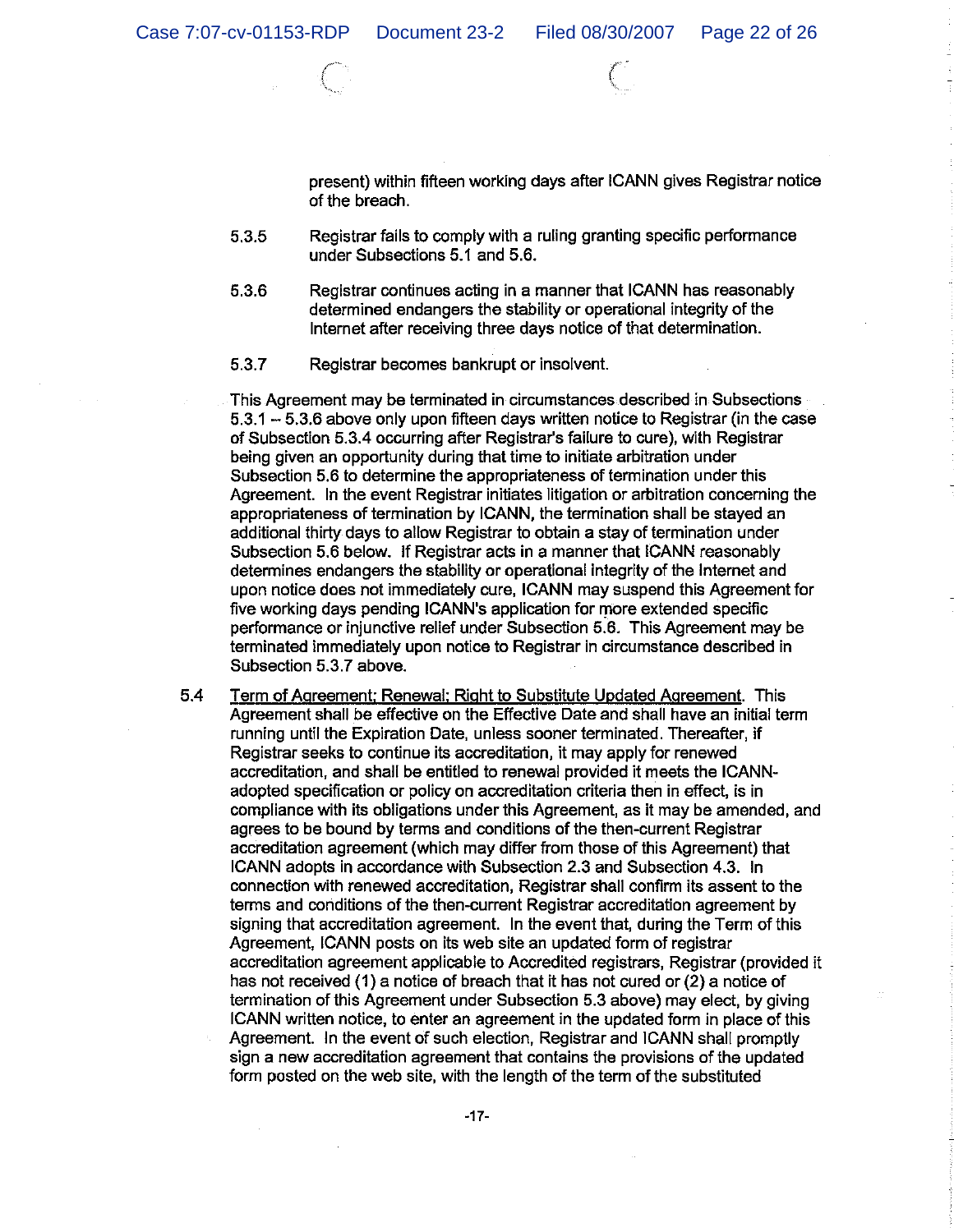present) within fifteen working days after ICANN gives Registrar notice of the breach.

5.3.5 Registrar fails to comply with a ruling granting specific performance under Subsections 5.1 and 5.6.

5.3.6 Registrar continues acting in a manner that ICANN has reasonably determined endangers the stability or operational integrity of the Internet after receiving three days notice of that determination.

5.3.7 Registrar becomes bankrupt or insolvent.

This Agreement may be terminated in circumstances described in Subsections 5.3.1 – 5.3.6 above only upon fifteen days written notice to Registrar (in the case of Subsection 5.3.4 occurring after Registrar's failure to cure), with Registrar being given an opportunity during that time to initiate arbitration under Subsection 5.6 to determine the appropriateness of termination under this Agreement. In the event Registrar initiates litigation or arbitration concerning the appropriateness of termination by ICANN, the termination shall be stayed an additional thirty days to allow Registrar to obtain a stay of termination under Subsection 5.6 below. If Registrar acts in a manner that ICANN reasonably determines endangers the stability or operational integrity of the Internet and upon notice does not immediately cure, ICANN may suspend this Agreement for five working days pending ICANN's application for more extended specific performance or injunctive relief under Subsection 5.6. This Agreement may be terminated immediately upon notice to Registrar in circumstance described in Subsection 5.3.7 above.

5.4 Term of Agreement; Renewal; Right to Substitute Updated Agreement. This Agreement shall be effective on the Effective Date and shall have an initial term running until the Expiration Date, unless sooner terminated. Thereafter, if Registrar seeks to continue its accreditation, it may apply for renewed accreditation, and shall be entitled to renewal provided it meets the ICANN-adopted specification or policy on accreditation criteria then in effect, is in compliance with its obligations under this Agreement, as it may be amended, and agrees to be bound by terms and conditions of the then-current Registrar accreditation agreement (which may differ from those of this Agreement) that ICANN adopts in accordance with Subsection 2.3 and Subsection 4.3. In connection with renewed accreditation, Registrar shall confirm its assent to the terms and conditions of the then-current Registrar accreditation agreement by signing that accreditation agreement. In the event that, during the Term of this Agreement, ICANN posts on its web site an updated form of registrar accreditation agreement applicable to Accredited registrars, Registrar (provided it has not received (1) a notice of breach that it has not cured or (2) a notice of termination of this Agreement under Subsection 5.3 above) may elect, by giving ICANN written notice, to enter an agreement in the updated form in place of this Agreement. In the event of such election, Registrar and ICANN shall promptly sign a new accreditation agreement that contains the provisions of the updated form posted on the web site, with the length of the term of the substituted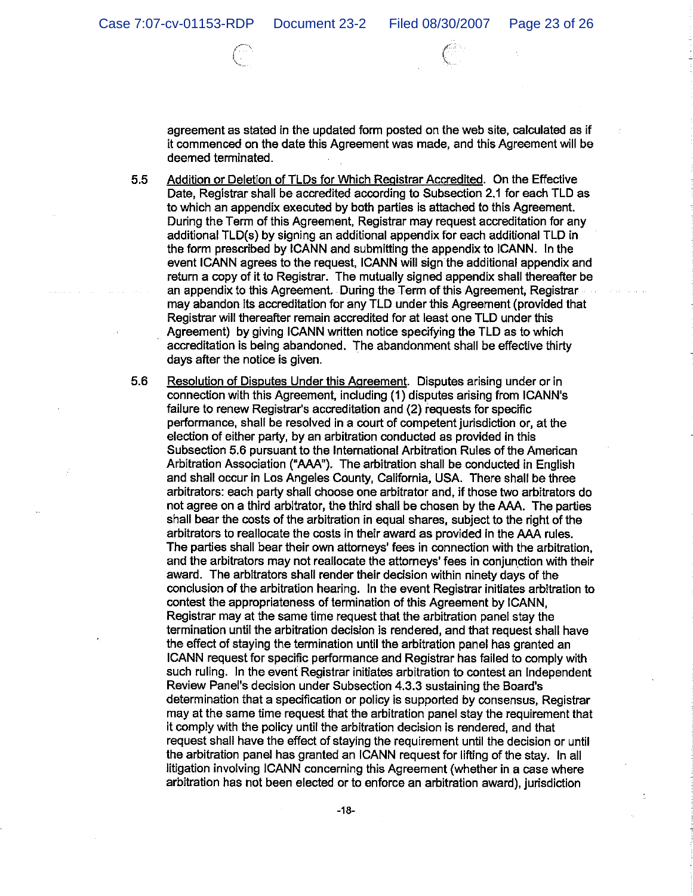agreement as stated in the updated form posted on the web site, calculated as if it commenced on the date this Agreement was made, and this Agreement will be deemed terminated.

5.5 Addition or Deletion of TLDs for Which Registrar Accredited. On the Effective Date, Registrar shall be accredited according to Subsection 2.1 for each TLD as to which an appendix executed by both parties is attached to this Agreement. During the Term of this Agreement, Registrar may request accreditation for any additional TLD(s) by signing an additional appendix for each additional TLD in the form prescribed by ICANN and submitting the appendix to ICANN. In the event ICANN agrees to the request, ICANN will sign the additional appendix and return a copy of it to Registrar. The mutually signed appendix shall thereafter be an appendix to this Agreement. During the Term of this Agreement, Registrar may abandon its accreditation for any TLD under this Agreement (provided that Registrar will thereafter remain accredited for at least one TLD under this Agreement) by giving ICANN written notice specifying the TLD as to which accreditation is being abandoned. The abandonment shall be effective thirty days after the notice is given.

5.6 Resolution of Disputes Under this Agreement. Disputes arising under or in connection with this Agreement, including (1) disputes arising from ICANN's failure to renew Registrar's accreditation and (2) requests for specific performance, shall be resolved in a court of competent jurisdiction or, at the election of either party, by an arbitration conducted as provided in this Subsection 5.6 pursuant to the International Arbitration Rules of the American Arbitration Association ("AAA"). The arbitration shall be conducted in English and shall occur in Los Angeles County, California, USA. There shall be three arbitrators: each party shall choose one arbitrator and, if those two arbitrators do not agree on a third arbitrator, the third shall be chosen by the AAA. The parties shall bear the costs of the arbitration in equal shares, subject to the right of the arbitrators to reallocate the costs in their award as provided in the AAA rules. The parties shall bear their own attorneys' fees in connection with the arbitration, and the arbitrators may not reallocate the attorneys' fees in conjunction with their award. The arbitrators shall render their decision within ninety days of the conclusion of the arbitration hearing. In the event Registrar initiates arbitration to contest the appropriateness of termination of this Agreement by ICANN, Registrar may at the same time request that the arbitration panel stay the termination until the arbitration decision is rendered, and that request shall have the effect of staying the termination until the arbitration panel has granted an ICANN request for specific performance and Registrar has failed to comply with such ruling. In the event Registrar initiates arbitration to contest an Independent Review Panel's decision under Subsection 4.3.3 sustaining the Board's determination that a specification or policy is supported by consensus, Registrar may at the same time request that the arbitration panel stay the requirement that it comply with the policy until the arbitration decision is rendered, and that request shall have the effect of staying the requirement until the decision or until the arbitration panel has granted an ICANN request for lifting of the stay. In all litigation involving ICANN concerning this Agreement (whether in a case where arbitration has not been elected or to enforce an arbitration award), jurisdiction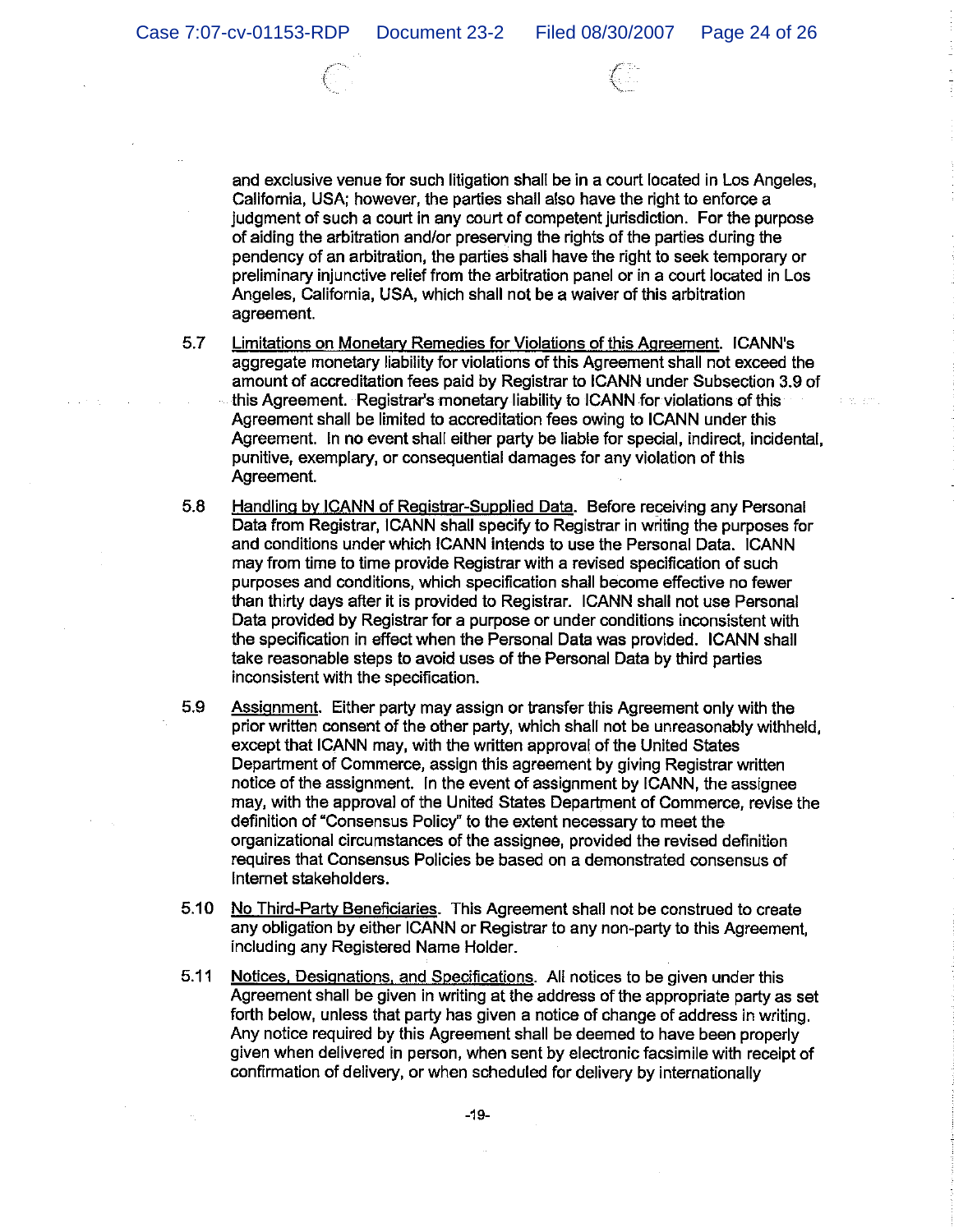and exclusive venue for such litigation shall be in a court located in Los Angeles, California, USA; however, the parties shall also have the right to enforce a judgment of such a court in any court of competent jurisdiction. For the purpose of aiding the arbitration and/or preserving the rights of the parties during the pendency of an arbitration, the parties shall have the right to seek temporary or preliminary injunctive relief from the arbitration panel or in a court located in Los Angeles, California, USA, which shall not be a waiver of this arbitration agreement.

5.7 Limitations on Monetary Remedies for Violations of this Agreement. ICANN's aggregate monetary liability for violations of this Agreement shall not exceed the amount of accreditation fees paid by Registrar to ICANN under Subsection 3.9 of this Agreement. Registrar's monetary liability to ICANN for violations of this Agreement shall be limited to accreditation fees owing to ICANN under this Agreement. In no event shall either party be liable for special, indirect, incidental, punitive, exemplary, or consequential damages for any violation of this Agreement.

5.8 Handling by ICANN of Registrar-Supplied Data. Before receiving any Personal Data from Registrar, ICANN shall specify to Registrar in writing the purposes for and conditions under which ICANN intends to use the Personal Data. ICANN may from time to time provide Registrar with a revised specification of such purposes and conditions, which specification shall become effective no fewer than thirty days after it is provided to Registrar. ICANN shall not use Personal Data provided by Registrar for a purpose or under conditions inconsistent with the specification in effect when the Personal Data was provided. ICANN shall take reasonable steps to avoid uses of the Personal Data by third parties inconsistent with the specification.

5.9 Assignment. Either party may assign or transfer this Agreement only with the prior written consent of the other party, which shall not be unreasonably withheld, except that ICANN may, with the written approval of the United States Department of Commerce, assign this agreement by giving Registrar written notice of the assignment. In the event of assignment by ICANN, the assignee may, with the approval of the United States Department of Commerce, revise the definition of "Consensus Policy" to the extent necessary to meet the organizational circumstances of the assignee, provided the revised definition requires that Consensus Policies be based on a demonstrated consensus of Internet stakeholders.

5.10 No Third-Party Beneficiaries. This Agreement shall not be construed to create any obligation by either ICANN or Registrar to any non-party to this Agreement, including any Registered Name Holder.

5.11 Notices, Designations, and Specifications. All notices to be given under this Agreement shall be given in writing at the address of the appropriate party as set forth below, unless that party has given a notice of change of address in writing. Any notice required by this Agreement shall be deemed to have been properly given when delivered in person, when sent by electronic facsimile with receipt of confirmation of delivery, or when scheduled for delivery by internationally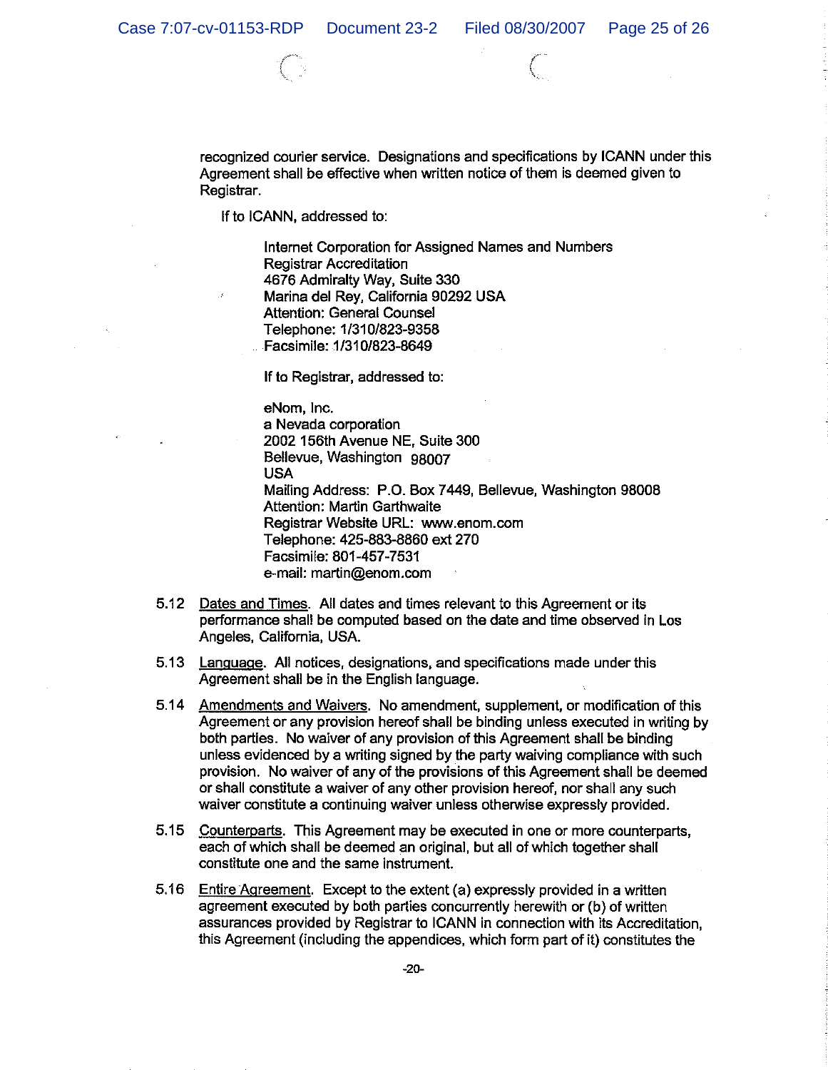recognized courier service. Designations and specifications by ICANN under this Agreement shall be effective when written notice of them is deemed given to Registrar.

If to ICANN, addressed to:

> Internet Corporation for Assigned Names and Numbers
> Registrar Accreditation
> 4676 Admiralty Way, Suite 330
> Marina del Rey, California 90292 USA
> Attention: General Counsel
> Telephone: 1/310/823-9358
> Facsimile: 1/310/823-8649

If to Registrar, addressed to:

> eNom, Inc.
> a Nevada corporation
> 2002 156th Avenue NE, Suite 300
> Bellevue, Washington 98007
> USA
> Mailing Address: P.O. Box 7449, Bellevue, Washington 98008
> Attention: Martin Garthwaite
> Registrar Website URL: www.enom.com
> Telephone: 425-883-8860 ext 270
> Facsimile: 801-457-7531
> e-mail: martin@enom.com

5.12 Dates and Times. All dates and times relevant to this Agreement or its performance shall be computed based on the date and time observed in Los Angeles, California, USA.

5.13 Language. All notices, designations, and specifications made under this Agreement shall be in the English language.

5.14 Amendments and Waivers. No amendment, supplement, or modification of this Agreement or any provision hereof shall be binding unless executed in writing by both parties. No waiver of any provision of this Agreement shall be binding unless evidenced by a writing signed by the party waiving compliance with such provision. No waiver of any of the provisions of this Agreement shall be deemed or shall constitute a waiver of any other provision hereof, nor shall any such waiver constitute a continuing waiver unless otherwise expressly provided.

5.15 Counterparts. This Agreement may be executed in one or more counterparts, each of which shall be deemed an original, but all of which together shall constitute one and the same instrument.

5.16 Entire Agreement. Except to the extent (a) expressly provided in a written agreement executed by both parties concurrently herewith or (b) of written assurances provided by Registrar to ICANN in connection with its Accreditation, this Agreement (including the appendices, which form part of it) constitutes the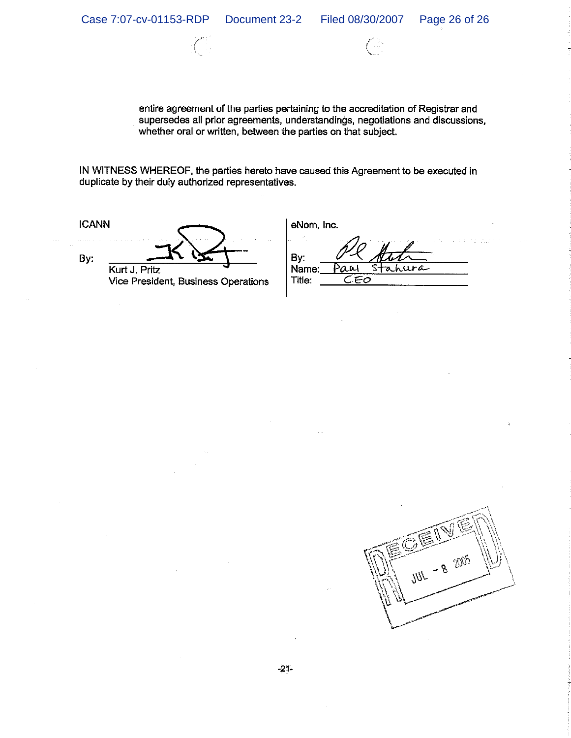entire agreement of the parties pertaining to the accreditation of Registrar and supersedes all prior agreements, understandings, negotiations and discussions, whether oral or written, between the parties on that subject.

IN WITNESS WHEREOF, the parties hereto have caused this Agreement to be executed in duplicate by their duly authorized representatives.

| | |
|---|---|
| ICANN | eNom, Inc. |
| By: _______________ | By: _______________ |
| Kurt J. Pritz | Name: Paul Stahura |
| Vice President, Business Operations | Title: CEO |

RECEIVED
JUL - 8 2005